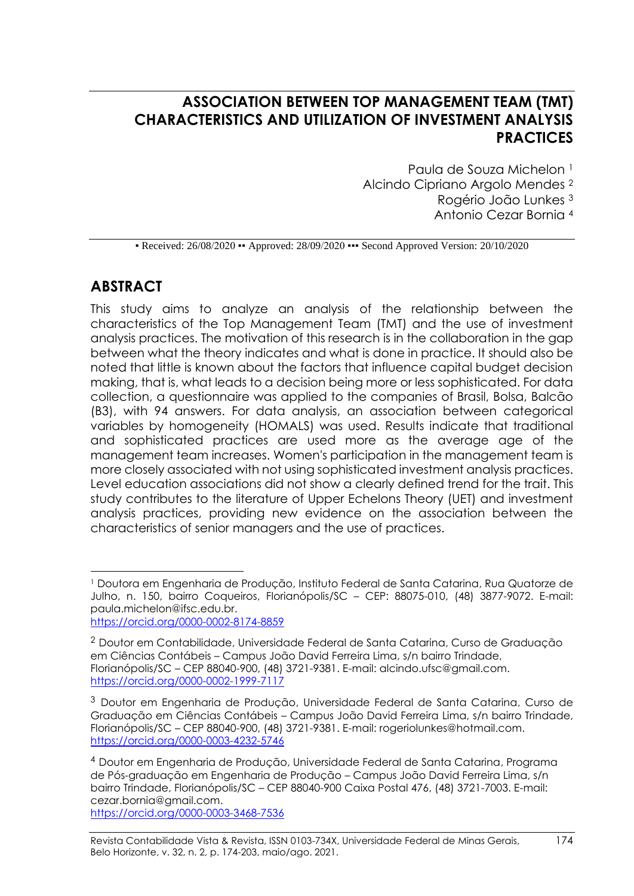# ASSOCIATION BETWEEN TOP MANAGEMENT TEAM (TMT) CHARACTERISTICS AND UTILIZATION OF INVESTMENT ANALYSIS PRACTICES

Paula de Souza Michelon [1]
Alcindo Cipriano Argolo Mendes [2]
Rogério João Lunkes [3]
Antonio Cezar Bornia [4]

▪ Received: 26/08/2020 ▪▪ Approved: 28/09/2020 ▪▪▪ Second Approved Version: 20/10/2020

## ABSTRACT

This study aims to analyze an analysis of the relationship between the characteristics of the Top Management Team (TMT) and the use of investment analysis practices. The motivation of this research is in the collaboration in the gap between what the theory indicates and what is done in practice. It should also be noted that little is known about the factors that influence capital budget decision making, that is, what leads to a decision being more or less sophisticated. For data collection, a questionnaire was applied to the companies of Brasil, Bolsa, Balcão (B3), with 94 answers. For data analysis, an association between categorical variables by homogeneity (HOMALS) was used. Results indicate that traditional and sophisticated practices are used more as the average age of the management team increases. Women's participation in the management team is more closely associated with not using sophisticated investment analysis practices. Level education associations did not show a clearly defined trend for the trait. This study contributes to the literature of Upper Echelons Theory (UET) and investment analysis practices, providing new evidence on the association between the characteristics of senior managers and the use of practices.

---

[1] Doutora em Engenharia de Produção, Instituto Federal de Santa Catarina, Rua Quatorze de Julho, n. 150, bairro Coqueiros, Florianópolis/SC – CEP: 88075-010, (48) 3877-9072. E-mail: paula.michelon@ifsc.edu.br. https://orcid.org/0000-0002-8174-8859

[2] Doutor em Contabilidade, Universidade Federal de Santa Catarina, Curso de Graduação em Ciências Contábeis – Campus João David Ferreira Lima, s/n bairro Trindade, Florianópolis/SC – CEP 88040-900, (48) 3721-9381. E-mail: alcindo.ufsc@gmail.com. https://orcid.org/0000-0002-1999-7117

[3] Doutor em Engenharia de Produção, Universidade Federal de Santa Catarina, Curso de Graduação em Ciências Contábeis – Campus João David Ferreira Lima, s/n bairro Trindade, Florianópolis/SC – CEP 88040-900, (48) 3721-9381. E-mail: rogeriolunkes@hotmail.com. https://orcid.org/0000-0003-4232-5746

[4] Doutor em Engenharia de Produção, Universidade Federal de Santa Catarina, Programa de Pós-graduação em Engenharia de Produção – Campus João David Ferreira Lima, s/n bairro Trindade, Florianópolis/SC – CEP 88040-900 Caixa Postal 476, (48) 3721-7003. E-mail: cezar.bornia@gmail.com. https://orcid.org/0000-0003-3468-7536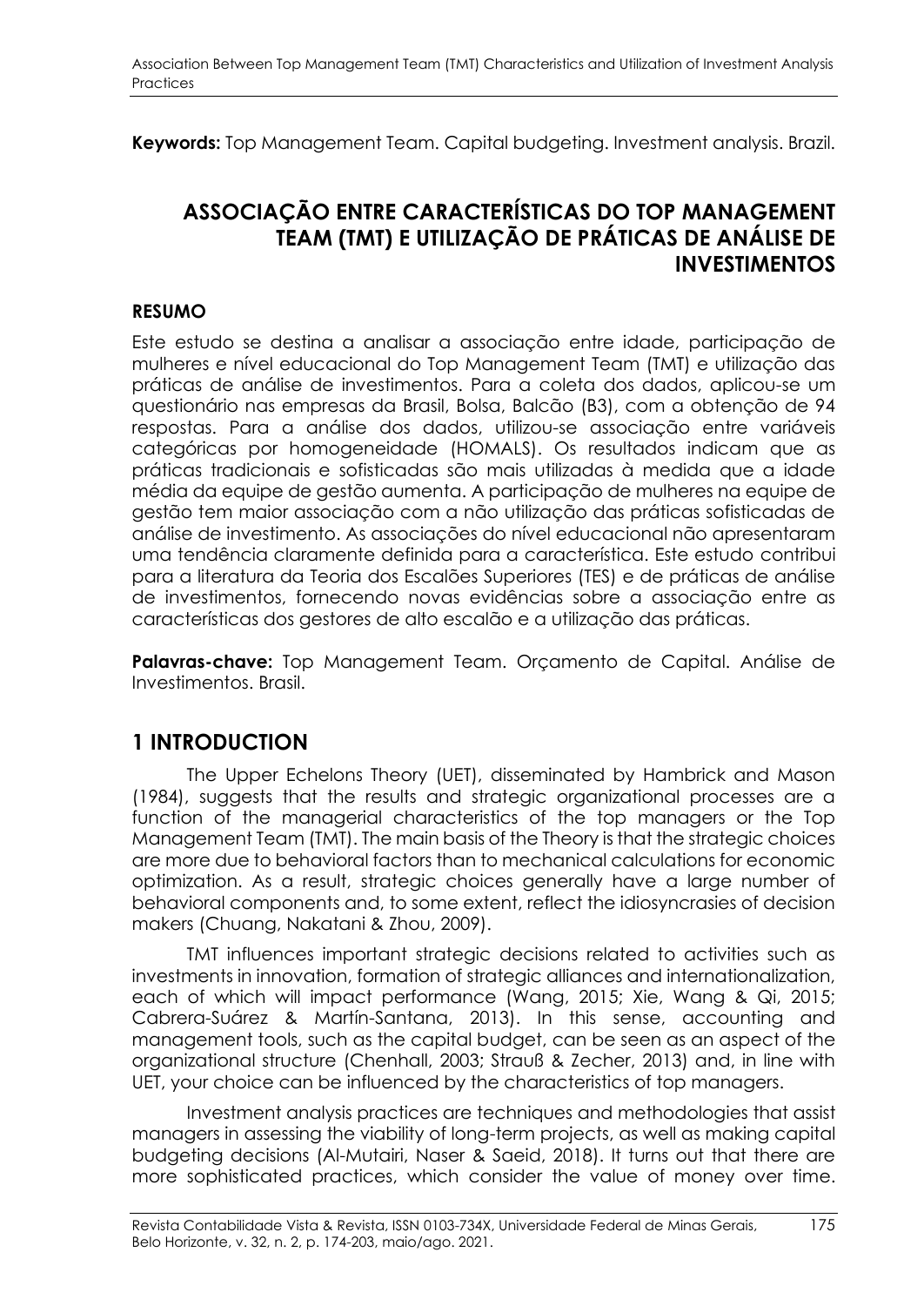**Keywords:** Top Management Team. Capital budgeting. Investment analysis. Brazil.

## ASSOCIAÇÃO ENTRE CARACTERÍSTICAS DO TOP MANAGEMENT TEAM (TMT) E UTILIZAÇÃO DE PRÁTICAS DE ANÁLISE DE INVESTIMENTOS

### RESUMO

Este estudo se destina a analisar a associação entre idade, participação de mulheres e nível educacional do Top Management Team (TMT) e utilização das práticas de análise de investimentos. Para a coleta dos dados, aplicou-se um questionário nas empresas da Brasil, Bolsa, Balcão (B3), com a obtenção de 94 respostas. Para a análise dos dados, utilizou-se associação entre variáveis categóricas por homogeneidade (HOMALS). Os resultados indicam que as práticas tradicionais e sofisticadas são mais utilizadas à medida que a idade média da equipe de gestão aumenta. A participação de mulheres na equipe de gestão tem maior associação com a não utilização das práticas sofisticadas de análise de investimento. As associações do nível educacional não apresentaram uma tendência claramente definida para a característica. Este estudo contribui para a literatura da Teoria dos Escalões Superiores (TES) e de práticas de análise de investimentos, fornecendo novas evidências sobre a associação entre as características dos gestores de alto escalão e a utilização das práticas.

**Palavras-chave:** Top Management Team. Orçamento de Capital. Análise de Investimentos. Brasil.

## 1 INTRODUCTION

The Upper Echelons Theory (UET), disseminated by Hambrick and Mason (1984), suggests that the results and strategic organizational processes are a function of the managerial characteristics of the top managers or the Top Management Team (TMT). The main basis of the Theory is that the strategic choices are more due to behavioral factors than to mechanical calculations for economic optimization. As a result, strategic choices generally have a large number of behavioral components and, to some extent, reflect the idiosyncrasies of decision makers (Chuang, Nakatani & Zhou, 2009).

TMT influences important strategic decisions related to activities such as investments in innovation, formation of strategic alliances and internationalization, each of which will impact performance (Wang, 2015; Xie, Wang & Qi, 2015; Cabrera-Suárez & Martín-Santana, 2013). In this sense, accounting and management tools, such as the capital budget, can be seen as an aspect of the organizational structure (Chenhall, 2003; Strauß & Zecher, 2013) and, in line with UET, your choice can be influenced by the characteristics of top managers.

Investment analysis practices are techniques and methodologies that assist managers in assessing the viability of long-term projects, as well as making capital budgeting decisions (Al-Mutairi, Naser & Saeid, 2018). It turns out that there are more sophisticated practices, which consider the value of money over time.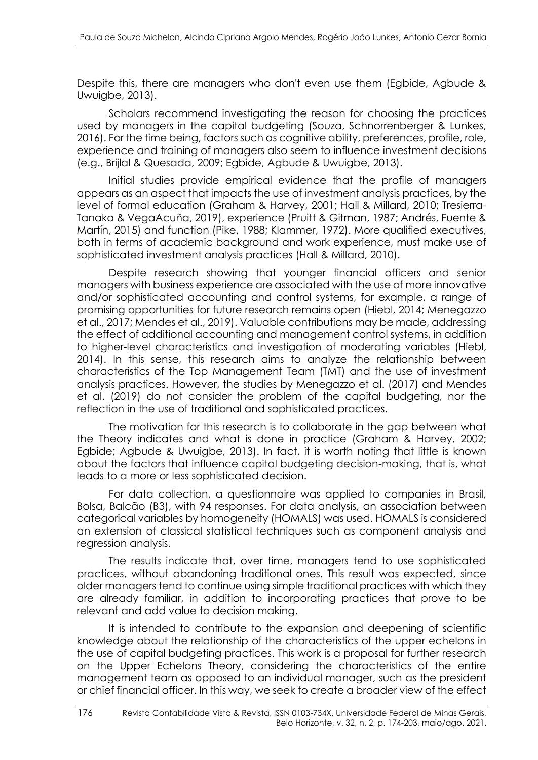Despite this, there are managers who don't even use them (Egbide, Agbude & Uwuigbe, 2013).

Scholars recommend investigating the reason for choosing the practices used by managers in the capital budgeting (Souza, Schnorrenberger & Lunkes, 2016). For the time being, factors such as cognitive ability, preferences, profile, role, experience and training of managers also seem to influence investment decisions (e.g., Brijlal & Quesada, 2009; Egbide, Agbude & Uwuigbe, 2013).

Initial studies provide empirical evidence that the profile of managers appears as an aspect that impacts the use of investment analysis practices, by the level of formal education (Graham & Harvey, 2001; Hall & Millard, 2010; Tresierra-Tanaka & VegaAcuña, 2019), experience (Pruitt & Gitman, 1987; Andrés, Fuente & Martín, 2015) and function (Pike, 1988; Klammer, 1972). More qualified executives, both in terms of academic background and work experience, must make use of sophisticated investment analysis practices (Hall & Millard, 2010).

Despite research showing that younger financial officers and senior managers with business experience are associated with the use of more innovative and/or sophisticated accounting and control systems, for example, a range of promising opportunities for future research remains open (Hiebl, 2014; Menegazzo et al., 2017; Mendes et al., 2019). Valuable contributions may be made, addressing the effect of additional accounting and management control systems, in addition to higher-level characteristics and investigation of moderating variables (Hiebl, 2014). In this sense, this research aims to analyze the relationship between characteristics of the Top Management Team (TMT) and the use of investment analysis practices. However, the studies by Menegazzo et al. (2017) and Mendes et al. (2019) do not consider the problem of the capital budgeting, nor the reflection in the use of traditional and sophisticated practices.

The motivation for this research is to collaborate in the gap between what the Theory indicates and what is done in practice (Graham & Harvey, 2002; Egbide; Agbude & Uwuigbe, 2013). In fact, it is worth noting that little is known about the factors that influence capital budgeting decision-making, that is, what leads to a more or less sophisticated decision.

For data collection, a questionnaire was applied to companies in Brasil, Bolsa, Balcão (B3), with 94 responses. For data analysis, an association between categorical variables by homogeneity (HOMALS) was used. HOMALS is considered an extension of classical statistical techniques such as component analysis and regression analysis.

The results indicate that, over time, managers tend to use sophisticated practices, without abandoning traditional ones. This result was expected, since older managers tend to continue using simple traditional practices with which they are already familiar, in addition to incorporating practices that prove to be relevant and add value to decision making.

It is intended to contribute to the expansion and deepening of scientific knowledge about the relationship of the characteristics of the upper echelons in the use of capital budgeting practices. This work is a proposal for further research on the Upper Echelons Theory, considering the characteristics of the entire management team as opposed to an individual manager, such as the president or chief financial officer. In this way, we seek to create a broader view of the effect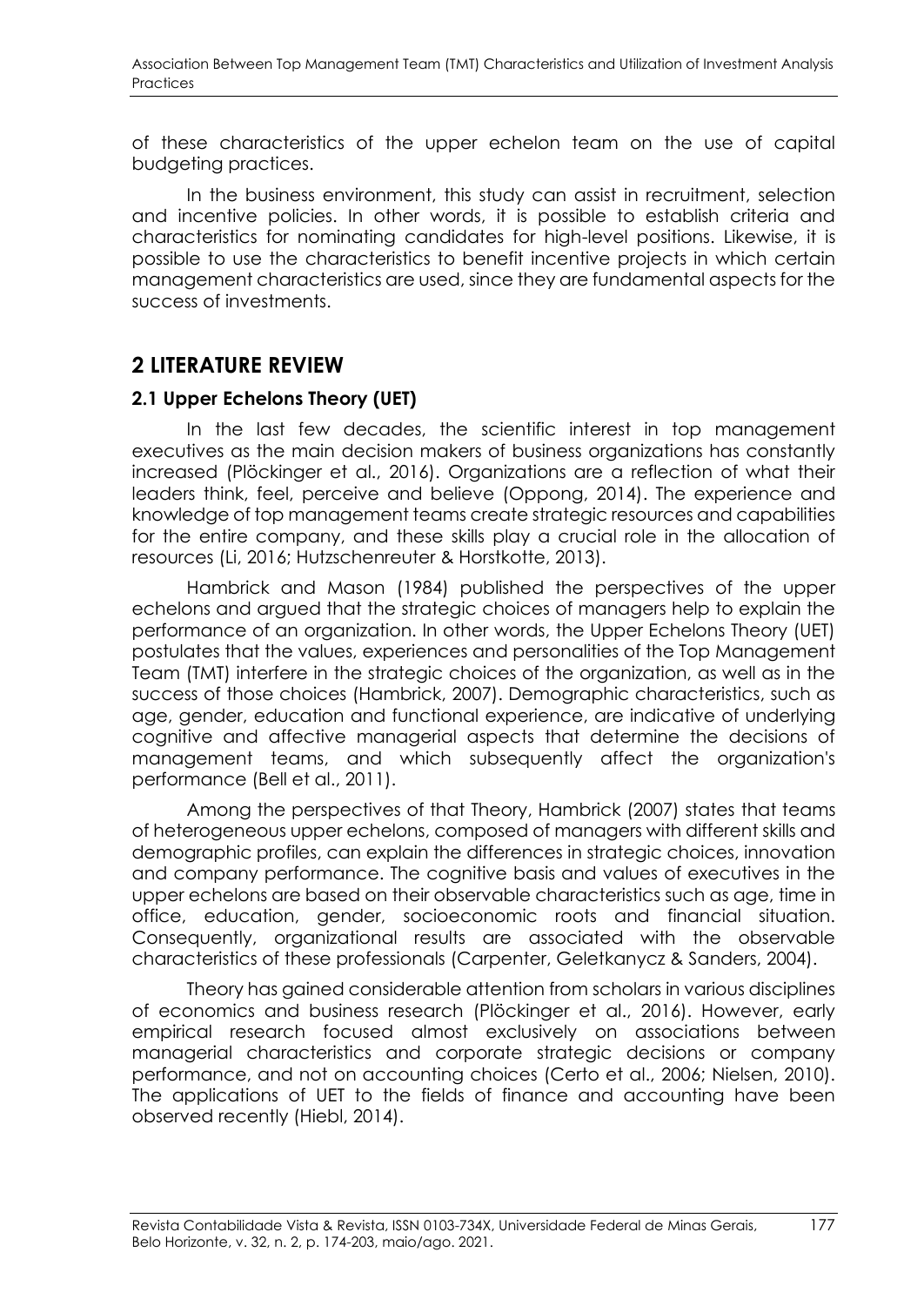of these characteristics of the upper echelon team on the use of capital budgeting practices.

In the business environment, this study can assist in recruitment, selection and incentive policies. In other words, it is possible to establish criteria and characteristics for nominating candidates for high-level positions. Likewise, it is possible to use the characteristics to benefit incentive projects in which certain management characteristics are used, since they are fundamental aspects for the success of investments.

## 2 LITERATURE REVIEW

### 2.1 Upper Echelons Theory (UET)

In the last few decades, the scientific interest in top management executives as the main decision makers of business organizations has constantly increased (Plöckinger et al., 2016). Organizations are a reflection of what their leaders think, feel, perceive and believe (Oppong, 2014). The experience and knowledge of top management teams create strategic resources and capabilities for the entire company, and these skills play a crucial role in the allocation of resources (Li, 2016; Hutzschenreuter & Horstkotte, 2013).

Hambrick and Mason (1984) published the perspectives of the upper echelons and argued that the strategic choices of managers help to explain the performance of an organization. In other words, the Upper Echelons Theory (UET) postulates that the values, experiences and personalities of the Top Management Team (TMT) interfere in the strategic choices of the organization, as well as in the success of those choices (Hambrick, 2007). Demographic characteristics, such as age, gender, education and functional experience, are indicative of underlying cognitive and affective managerial aspects that determine the decisions of management teams, and which subsequently affect the organization's performance (Bell et al., 2011).

Among the perspectives of that Theory, Hambrick (2007) states that teams of heterogeneous upper echelons, composed of managers with different skills and demographic profiles, can explain the differences in strategic choices, innovation and company performance. The cognitive basis and values of executives in the upper echelons are based on their observable characteristics such as age, time in office, education, gender, socioeconomic roots and financial situation. Consequently, organizational results are associated with the observable characteristics of these professionals (Carpenter, Geletkanycz & Sanders, 2004).

Theory has gained considerable attention from scholars in various disciplines of economics and business research (Plöckinger et al., 2016). However, early empirical research focused almost exclusively on associations between managerial characteristics and corporate strategic decisions or company performance, and not on accounting choices (Certo et al., 2006; Nielsen, 2010). The applications of UET to the fields of finance and accounting have been observed recently (Hiebl, 2014).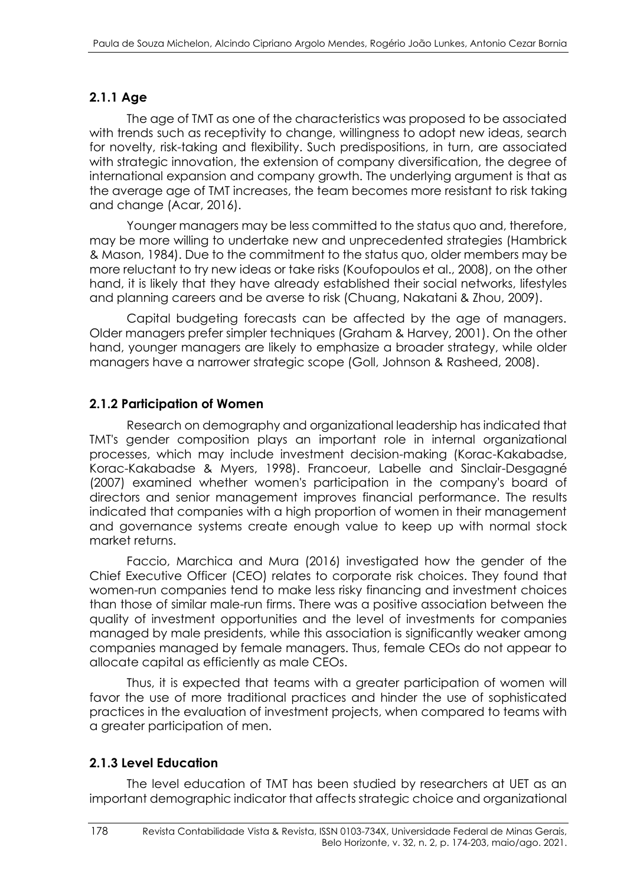### 2.1.1 Age

The age of TMT as one of the characteristics was proposed to be associated with trends such as receptivity to change, willingness to adopt new ideas, search for novelty, risk-taking and flexibility. Such predispositions, in turn, are associated with strategic innovation, the extension of company diversification, the degree of international expansion and company growth. The underlying argument is that as the average age of TMT increases, the team becomes more resistant to risk taking and change (Acar, 2016).

Younger managers may be less committed to the status quo and, therefore, may be more willing to undertake new and unprecedented strategies (Hambrick & Mason, 1984). Due to the commitment to the status quo, older members may be more reluctant to try new ideas or take risks (Koufopoulos et al., 2008), on the other hand, it is likely that they have already established their social networks, lifestyles and planning careers and be averse to risk (Chuang, Nakatani & Zhou, 2009).

Capital budgeting forecasts can be affected by the age of managers. Older managers prefer simpler techniques (Graham & Harvey, 2001). On the other hand, younger managers are likely to emphasize a broader strategy, while older managers have a narrower strategic scope (Goll, Johnson & Rasheed, 2008).

### 2.1.2 Participation of Women

Research on demography and organizational leadership has indicated that TMT's gender composition plays an important role in internal organizational processes, which may include investment decision-making (Korac-Kakabadse, Korac-Kakabadse & Myers, 1998). Francoeur, Labelle and Sinclair-Desgagné (2007) examined whether women's participation in the company's board of directors and senior management improves financial performance. The results indicated that companies with a high proportion of women in their management and governance systems create enough value to keep up with normal stock market returns.

Faccio, Marchica and Mura (2016) investigated how the gender of the Chief Executive Officer (CEO) relates to corporate risk choices. They found that women-run companies tend to make less risky financing and investment choices than those of similar male-run firms. There was a positive association between the quality of investment opportunities and the level of investments for companies managed by male presidents, while this association is significantly weaker among companies managed by female managers. Thus, female CEOs do not appear to allocate capital as efficiently as male CEOs.

Thus, it is expected that teams with a greater participation of women will favor the use of more traditional practices and hinder the use of sophisticated practices in the evaluation of investment projects, when compared to teams with a greater participation of men.

### 2.1.3 Level Education

The level education of TMT has been studied by researchers at UET as an important demographic indicator that affects strategic choice and organizational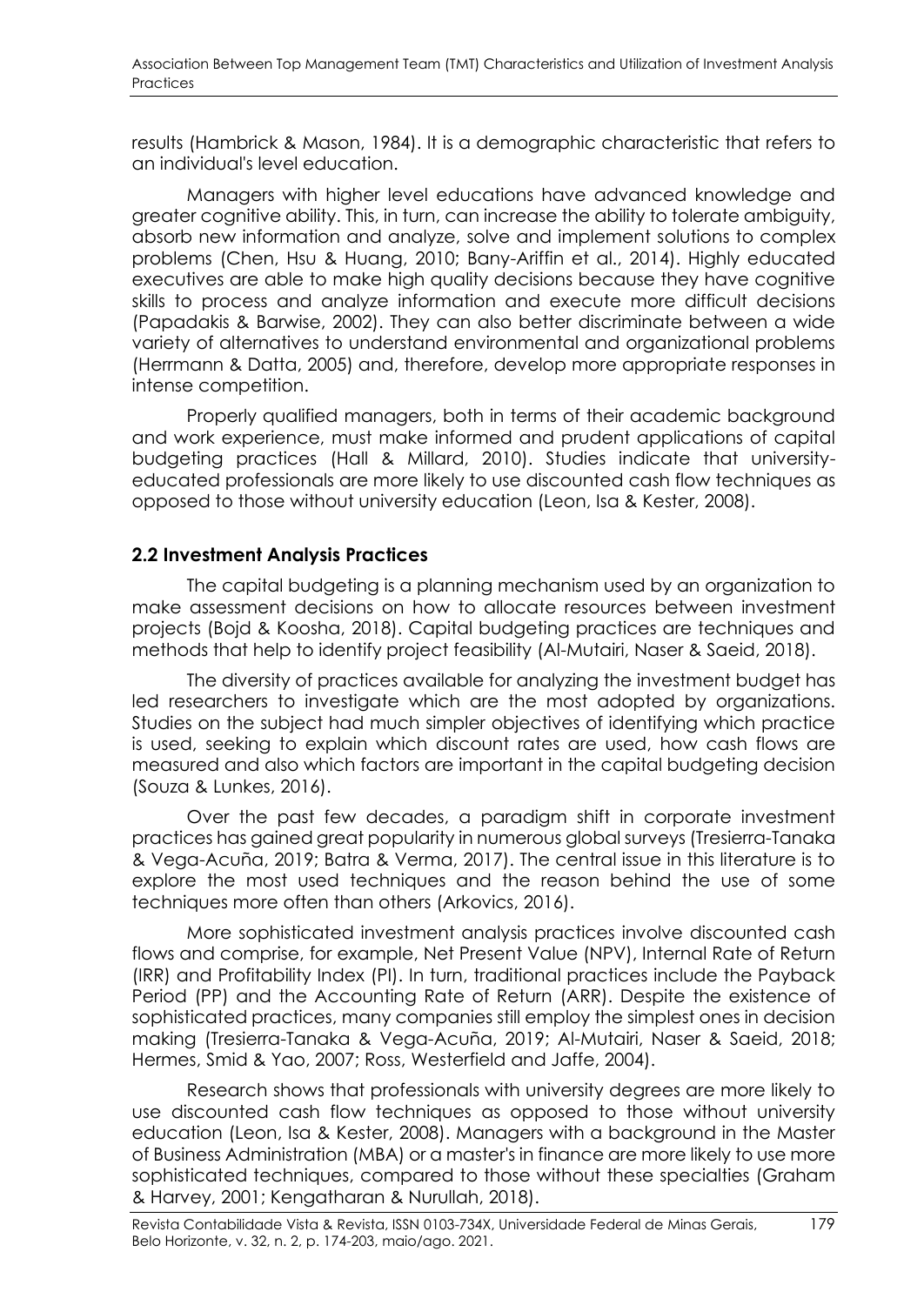results (Hambrick & Mason, 1984). It is a demographic characteristic that refers to an individual's level education.

Managers with higher level educations have advanced knowledge and greater cognitive ability. This, in turn, can increase the ability to tolerate ambiguity, absorb new information and analyze, solve and implement solutions to complex problems (Chen, Hsu & Huang, 2010; Bany-Ariffin et al., 2014). Highly educated executives are able to make high quality decisions because they have cognitive skills to process and analyze information and execute more difficult decisions (Papadakis & Barwise, 2002). They can also better discriminate between a wide variety of alternatives to understand environmental and organizational problems (Herrmann & Datta, 2005) and, therefore, develop more appropriate responses in intense competition.

Properly qualified managers, both in terms of their academic background and work experience, must make informed and prudent applications of capital budgeting practices (Hall & Millard, 2010). Studies indicate that university-educated professionals are more likely to use discounted cash flow techniques as opposed to those without university education (Leon, Isa & Kester, 2008).

## 2.2 Investment Analysis Practices

The capital budgeting is a planning mechanism used by an organization to make assessment decisions on how to allocate resources between investment projects (Bojd & Koosha, 2018). Capital budgeting practices are techniques and methods that help to identify project feasibility (Al-Mutairi, Naser & Saeid, 2018).

The diversity of practices available for analyzing the investment budget has led researchers to investigate which are the most adopted by organizations. Studies on the subject had much simpler objectives of identifying which practice is used, seeking to explain which discount rates are used, how cash flows are measured and also which factors are important in the capital budgeting decision (Souza & Lunkes, 2016).

Over the past few decades, a paradigm shift in corporate investment practices has gained great popularity in numerous global surveys (Tresierra-Tanaka & Vega-Acuña, 2019; Batra & Verma, 2017). The central issue in this literature is to explore the most used techniques and the reason behind the use of some techniques more often than others (Arkovics, 2016).

More sophisticated investment analysis practices involve discounted cash flows and comprise, for example, Net Present Value (NPV), Internal Rate of Return (IRR) and Profitability Index (PI). In turn, traditional practices include the Payback Period (PP) and the Accounting Rate of Return (ARR). Despite the existence of sophisticated practices, many companies still employ the simplest ones in decision making (Tresierra-Tanaka & Vega-Acuña, 2019; Al-Mutairi, Naser & Saeid, 2018; Hermes, Smid & Yao, 2007; Ross, Westerfield and Jaffe, 2004).

Research shows that professionals with university degrees are more likely to use discounted cash flow techniques as opposed to those without university education (Leon, Isa & Kester, 2008). Managers with a background in the Master of Business Administration (MBA) or a master's in finance are more likely to use more sophisticated techniques, compared to those without these specialties (Graham & Harvey, 2001; Kengatharan & Nurullah, 2018).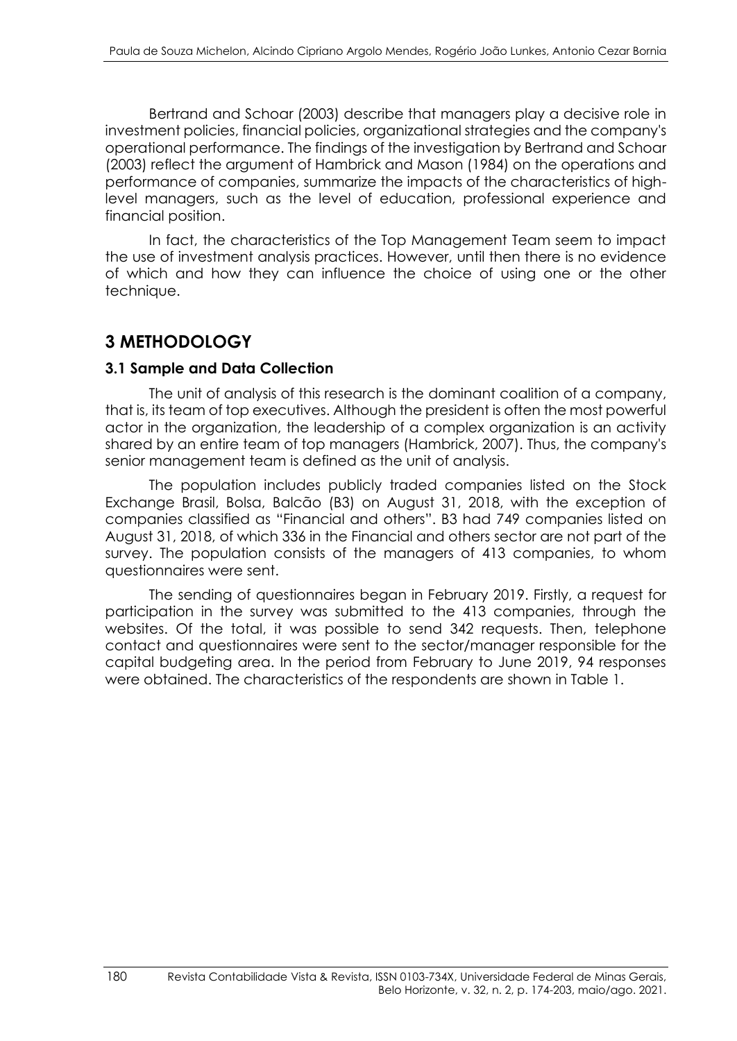Bertrand and Schoar (2003) describe that managers play a decisive role in investment policies, financial policies, organizational strategies and the company's operational performance. The findings of the investigation by Bertrand and Schoar (2003) reflect the argument of Hambrick and Mason (1984) on the operations and performance of companies, summarize the impacts of the characteristics of high-level managers, such as the level of education, professional experience and financial position.

In fact, the characteristics of the Top Management Team seem to impact the use of investment analysis practices. However, until then there is no evidence of which and how they can influence the choice of using one or the other technique.

# 3 METHODOLOGY

## 3.1 Sample and Data Collection

The unit of analysis of this research is the dominant coalition of a company, that is, its team of top executives. Although the president is often the most powerful actor in the organization, the leadership of a complex organization is an activity shared by an entire team of top managers (Hambrick, 2007). Thus, the company's senior management team is defined as the unit of analysis.

The population includes publicly traded companies listed on the Stock Exchange Brasil, Bolsa, Balcão (B3) on August 31, 2018, with the exception of companies classified as "Financial and others". B3 had 749 companies listed on August 31, 2018, of which 336 in the Financial and others sector are not part of the survey. The population consists of the managers of 413 companies, to whom questionnaires were sent.

The sending of questionnaires began in February 2019. Firstly, a request for participation in the survey was submitted to the 413 companies, through the websites. Of the total, it was possible to send 342 requests. Then, telephone contact and questionnaires were sent to the sector/manager responsible for the capital budgeting area. In the period from February to June 2019, 94 responses were obtained. The characteristics of the respondents are shown in Table 1.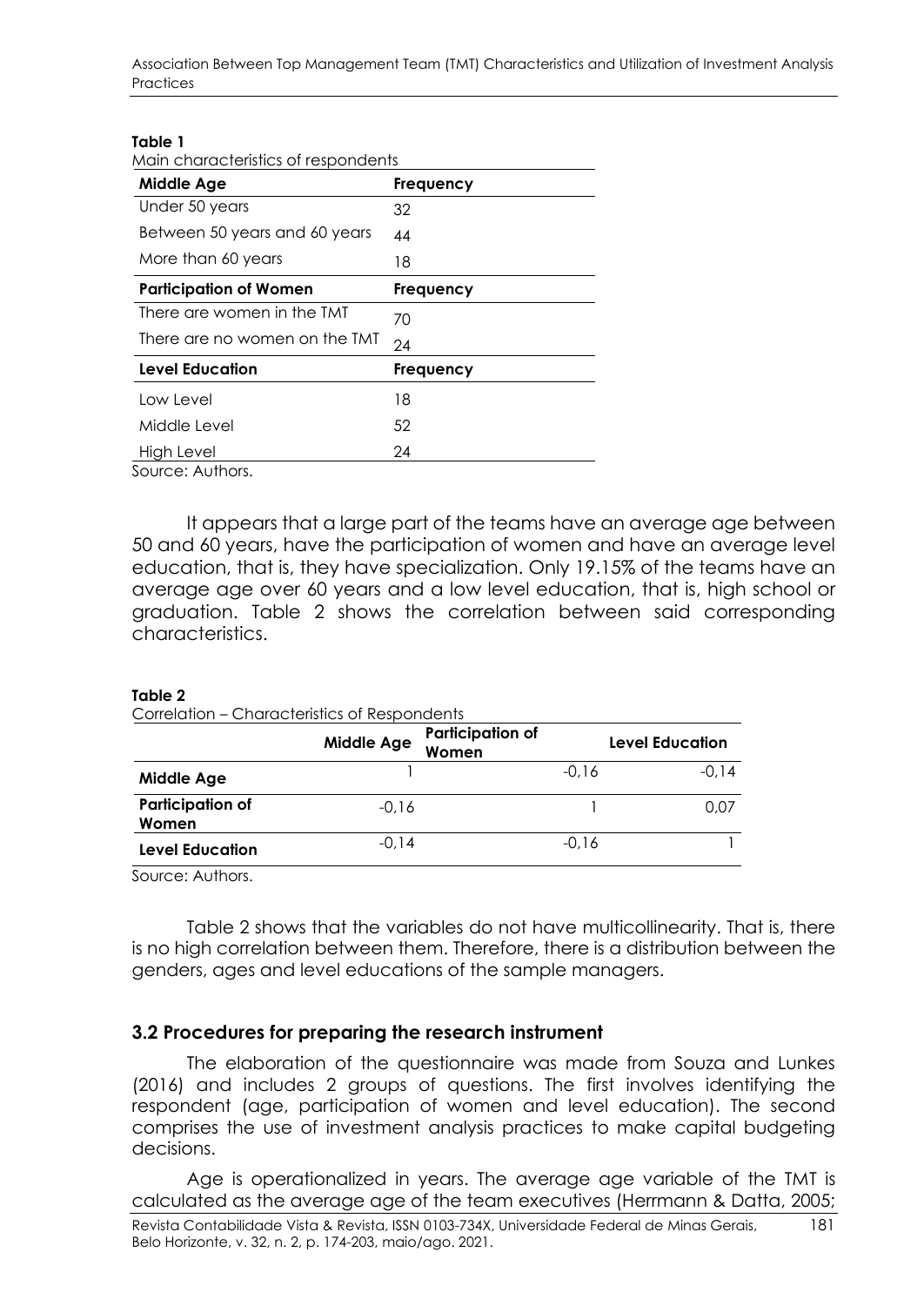**Table 1**

Main characteristics of respondents

| Middle Age | Frequency |
|---|---|
| Under 50 years | 32 |
| Between 50 years and 60 years | 44 |
| More than 60 years | 18 |
| **Participation of Women** | **Frequency** |
| There are women in the TMT | 70 |
| There are no women on the TMT | 24 |
| **Level Education** | **Frequency** |
| Low Level | 18 |
| Middle Level | 52 |
| High Level | 24 |

Source: Authors.

It appears that a large part of the teams have an average age between 50 and 60 years, have the participation of women and have an average level education, that is, they have specialization. Only 19.15% of the teams have an average age over 60 years and a low level education, that is, high school or graduation. Table 2 shows the correlation between said corresponding characteristics.

**Table 2**

Correlation – Characteristics of Respondents

| | Middle Age | Participation of Women | Level Education |
|---|---|---|---|
| **Middle Age** | 1 | -0,16 | -0,14 |
| **Participation of Women** | -0,16 | 1 | 0,07 |
| **Level Education** | -0,14 | -0,16 | 1 |

Source: Authors.

Table 2 shows that the variables do not have multicollinearity. That is, there is no high correlation between them. Therefore, there is a distribution between the genders, ages and level educations of the sample managers.

### 3.2 Procedures for preparing the research instrument

The elaboration of the questionnaire was made from Souza and Lunkes (2016) and includes 2 groups of questions. The first involves identifying the respondent (age, participation of women and level education). The second comprises the use of investment analysis practices to make capital budgeting decisions.

Age is operationalized in years. The average age variable of the TMT is calculated as the average age of the team executives (Herrmann & Datta, 2005;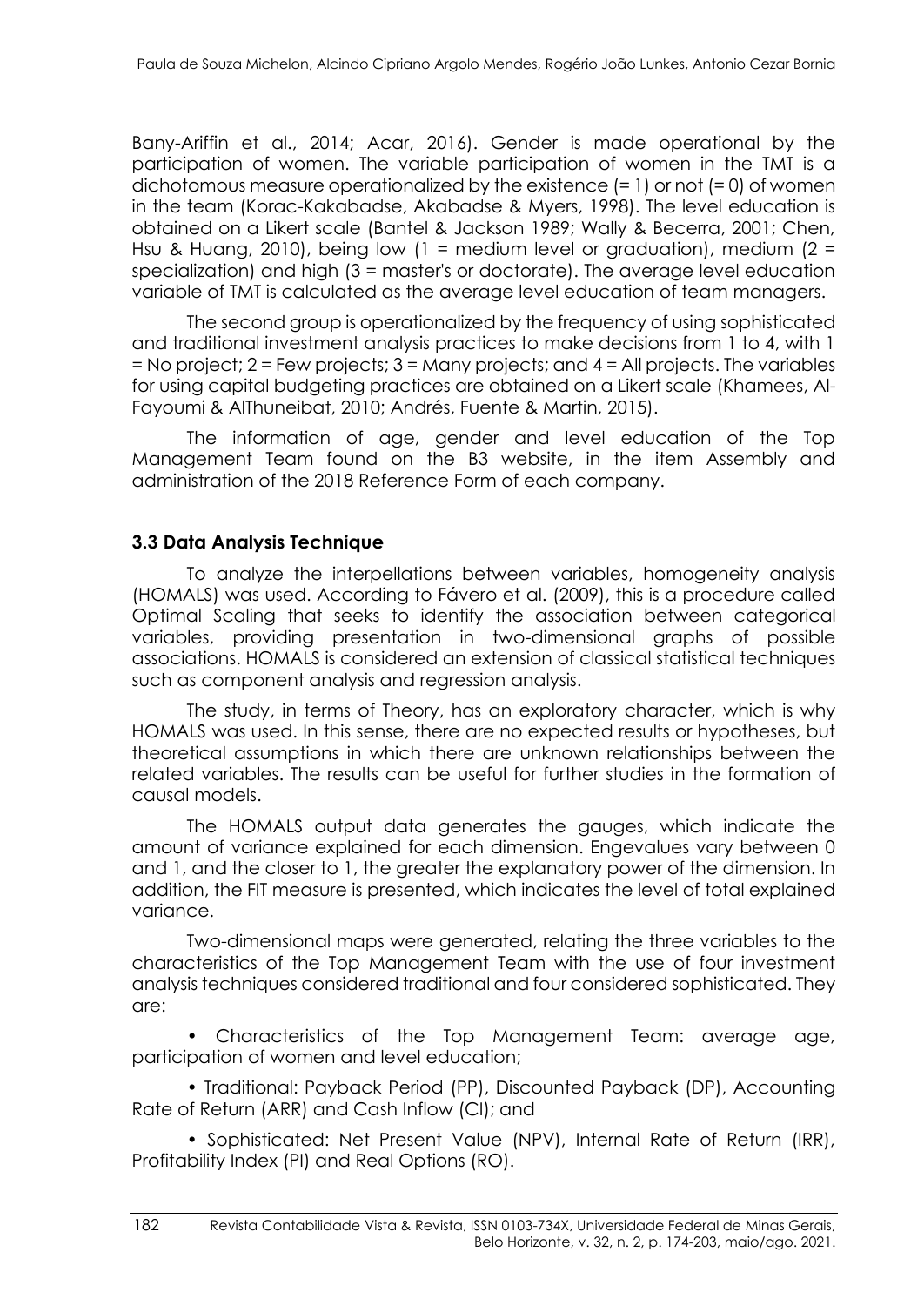Bany-Ariffin et al., 2014; Acar, 2016). Gender is made operational by the participation of women. The variable participation of women in the TMT is a dichotomous measure operationalized by the existence (= 1) or not (= 0) of women in the team (Korac-Kakabadse, Akabadse & Myers, 1998). The level education is obtained on a Likert scale (Bantel & Jackson 1989; Wally & Becerra, 2001; Chen, Hsu & Huang, 2010), being low (1 = medium level or graduation), medium (2 = specialization) and high (3 = master's or doctorate). The average level education variable of TMT is calculated as the average level education of team managers.

The second group is operationalized by the frequency of using sophisticated and traditional investment analysis practices to make decisions from 1 to 4, with 1 = No project; 2 = Few projects; 3 = Many projects; and 4 = All projects. The variables for using capital budgeting practices are obtained on a Likert scale (Khamees, Al-Fayoumi & AlThuneibat, 2010; Andrés, Fuente & Martin, 2015).

The information of age, gender and level education of the Top Management Team found on the B3 website, in the item Assembly and administration of the 2018 Reference Form of each company.

### 3.3 Data Analysis Technique

To analyze the interpellations between variables, homogeneity analysis (HOMALS) was used. According to Fávero et al. (2009), this is a procedure called Optimal Scaling that seeks to identify the association between categorical variables, providing presentation in two-dimensional graphs of possible associations. HOMALS is considered an extension of classical statistical techniques such as component analysis and regression analysis.

The study, in terms of Theory, has an exploratory character, which is why HOMALS was used. In this sense, there are no expected results or hypotheses, but theoretical assumptions in which there are unknown relationships between the related variables. The results can be useful for further studies in the formation of causal models.

The HOMALS output data generates the gauges, which indicate the amount of variance explained for each dimension. Engevalues vary between 0 and 1, and the closer to 1, the greater the explanatory power of the dimension. In addition, the FIT measure is presented, which indicates the level of total explained variance.

Two-dimensional maps were generated, relating the three variables to the characteristics of the Top Management Team with the use of four investment analysis techniques considered traditional and four considered sophisticated. They are:

- Characteristics of the Top Management Team: average age, participation of women and level education;
- Traditional: Payback Period (PP), Discounted Payback (DP), Accounting Rate of Return (ARR) and Cash Inflow (CI); and
- Sophisticated: Net Present Value (NPV), Internal Rate of Return (IRR), Profitability Index (PI) and Real Options (RO).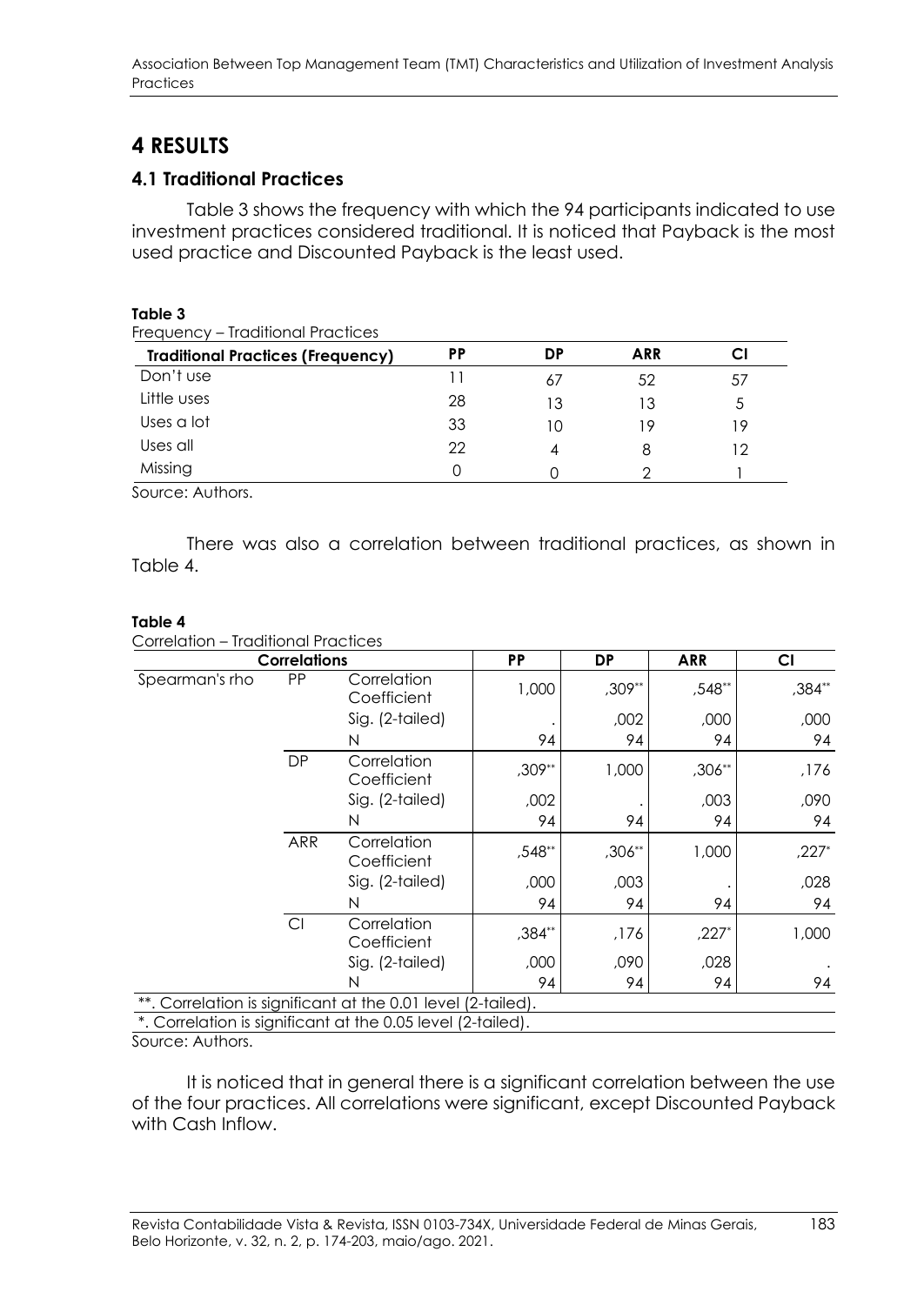# 4 RESULTS

## 4.1 Traditional Practices

Table 3 shows the frequency with which the 94 participants indicated to use investment practices considered traditional. It is noticed that Payback is the most used practice and Discounted Payback is the least used.

**Table 3**

Frequency – Traditional Practices

| Traditional Practices (Frequency) | PP | DP | ARR | CI |
|---|---|---|---|---|
| Don't use | 11 | 67 | 52 | 57 |
| Little uses | 28 | 13 | 13 | 5 |
| Uses a lot | 33 | 10 | 19 | 19 |
| Uses all | 22 | 4 | 8 | 12 |
| Missing | 0 | 0 | 2 | 1 |

Source: Authors.

There was also a correlation between traditional practices, as shown in Table 4.

**Table 4**

Correlation – Traditional Practices

| Correlations | | | PP | DP | ARR | CI |
|---|---|---|---|---|---|---|
| Spearman's rho | PP | Correlation Coefficient | 1,000 | ,309** | ,548** | ,384** |
| | | Sig. (2-tailed) | . | ,002 | ,000 | ,000 |
| | | N | 94 | 94 | 94 | 94 |
| | DP | Correlation Coefficient | ,309** | 1,000 | ,306** | ,176 |
| | | Sig. (2-tailed) | ,002 | . | ,003 | ,090 |
| | | N | 94 | 94 | 94 | 94 |
| | ARR | Correlation Coefficient | ,548** | ,306** | 1,000 | ,227* |
| | | Sig. (2-tailed) | ,000 | ,003 | . | ,028 |
| | | N | 94 | 94 | 94 | 94 |
| | CI | Correlation Coefficient | ,384** | ,176 | ,227* | 1,000 |
| | | Sig. (2-tailed) | ,000 | ,090 | ,028 | . |
| | | N | 94 | 94 | 94 | 94 |

**. Correlation is significant at the 0.01 level (2-tailed).

*. Correlation is significant at the 0.05 level (2-tailed).

Source: Authors.

It is noticed that in general there is a significant correlation between the use of the four practices. All correlations were significant, except Discounted Payback with Cash Inflow.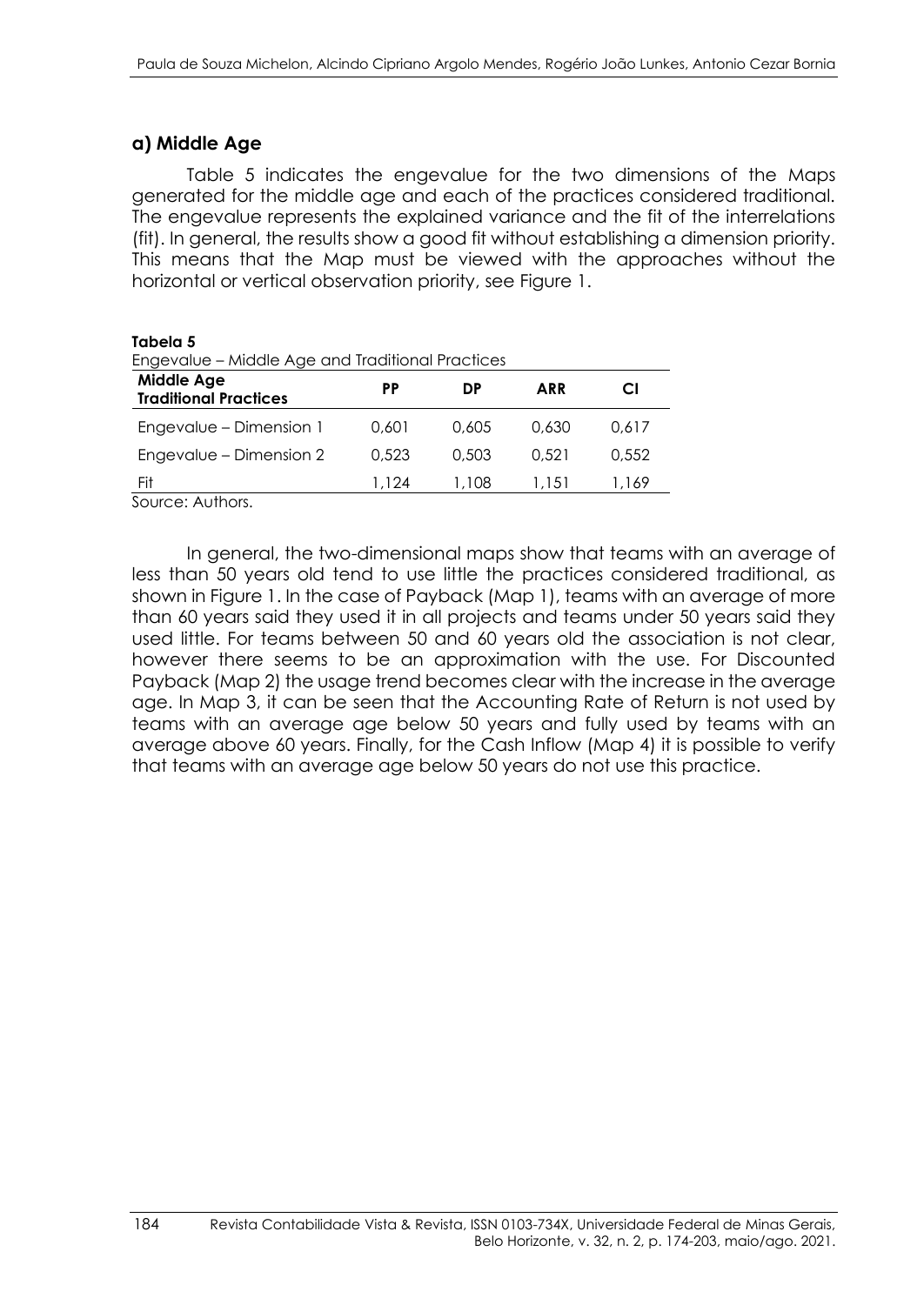### a) Middle Age

Table 5 indicates the engevalue for the two dimensions of the Maps generated for the middle age and each of the practices considered traditional. The engevalue represents the explained variance and the fit of the interrelations (fit). In general, the results show a good fit without establishing a dimension priority. This means that the Map must be viewed with the approaches without the horizontal or vertical observation priority, see Figure 1.

**Tabela 5**

Engevalue – Middle Age and Traditional Practices

| Middle Age Traditional Practices | PP | DP | ARR | CI |
| --- | --- | --- | --- | --- |
| Engevalue – Dimension 1 | 0,601 | 0,605 | 0,630 | 0,617 |
| Engevalue – Dimension 2 | 0,523 | 0,503 | 0,521 | 0,552 |
| Fit | 1,124 | 1,108 | 1,151 | 1,169 |

Source: Authors.

In general, the two-dimensional maps show that teams with an average of less than 50 years old tend to use little the practices considered traditional, as shown in Figure 1. In the case of Payback (Map 1), teams with an average of more than 60 years said they used it in all projects and teams under 50 years said they used little. For teams between 50 and 60 years old the association is not clear, however there seems to be an approximation with the use. For Discounted Payback (Map 2) the usage trend becomes clear with the increase in the average age. In Map 3, it can be seen that the Accounting Rate of Return is not used by teams with an average age below 50 years and fully used by teams with an average above 60 years. Finally, for the Cash Inflow (Map 4) it is possible to verify that teams with an average age below 50 years do not use this practice.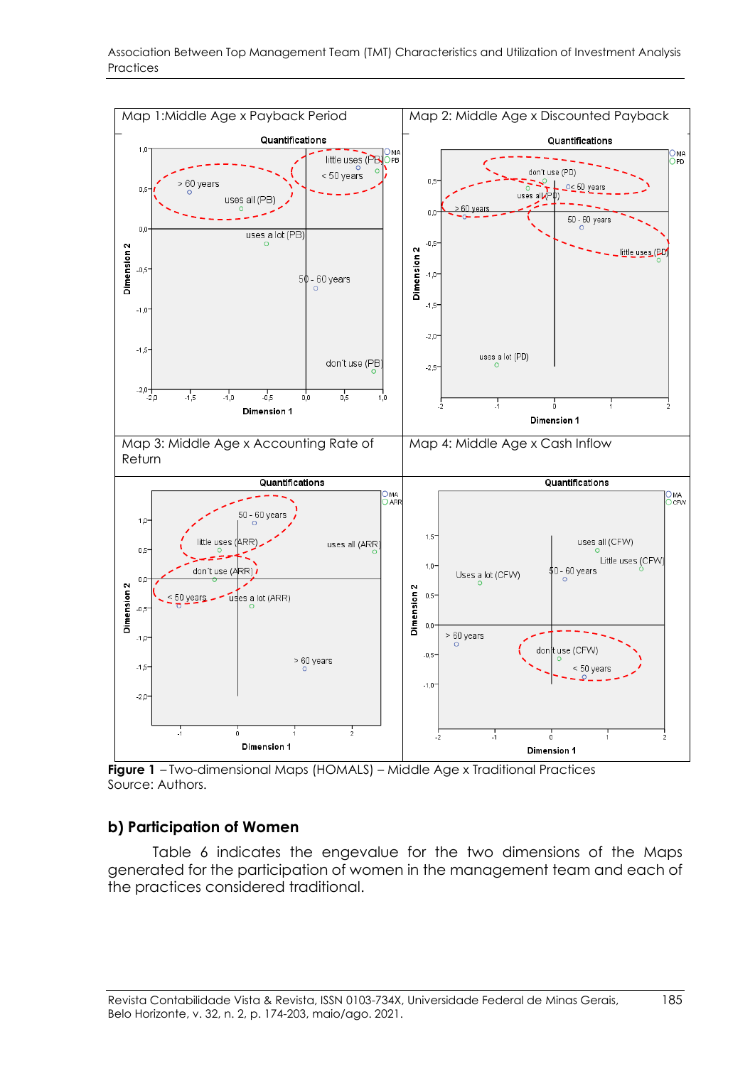Map 1:Middle Age x Payback Period

Map 2: Middle Age x Discounted Payback

Map 3: Middle Age x Accounting Rate of Return

Map 4: Middle Age x Cash Inflow

**Figure 1** – Two-dimensional Maps (HOMALS) – Middle Age x Traditional Practices
Source: Authors.

### b) Participation of Women

Table 6 indicates the engevalue for the two dimensions of the Maps generated for the participation of women in the management team and each of the practices considered traditional.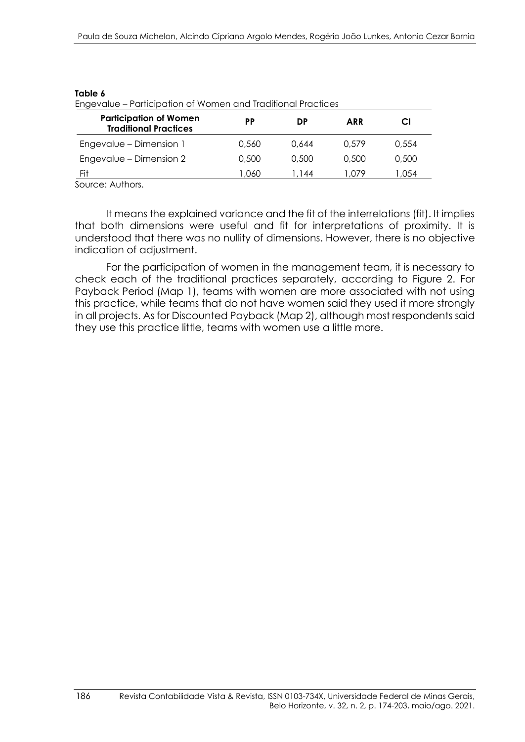**Table 6**
Engevalue – Participation of Women and Traditional Practices

| Participation of Women Traditional Practices | PP | DP | ARR | CI |
|---|---|---|---|---|
| Engevalue – Dimension 1 | 0,560 | 0,644 | 0,579 | 0,554 |
| Engevalue – Dimension 2 | 0,500 | 0,500 | 0,500 | 0,500 |
| Fit | 1,060 | 1,144 | 1,079 | 1,054 |

Source: Authors.

It means the explained variance and the fit of the interrelations (fit). It implies that both dimensions were useful and fit for interpretations of proximity. It is understood that there was no nullity of dimensions. However, there is no objective indication of adjustment.

For the participation of women in the management team, it is necessary to check each of the traditional practices separately, according to Figure 2. For Payback Period (Map 1), teams with women are more associated with not using this practice, while teams that do not have women said they used it more strongly in all projects. As for Discounted Payback (Map 2), although most respondents said they use this practice little, teams with women use a little more.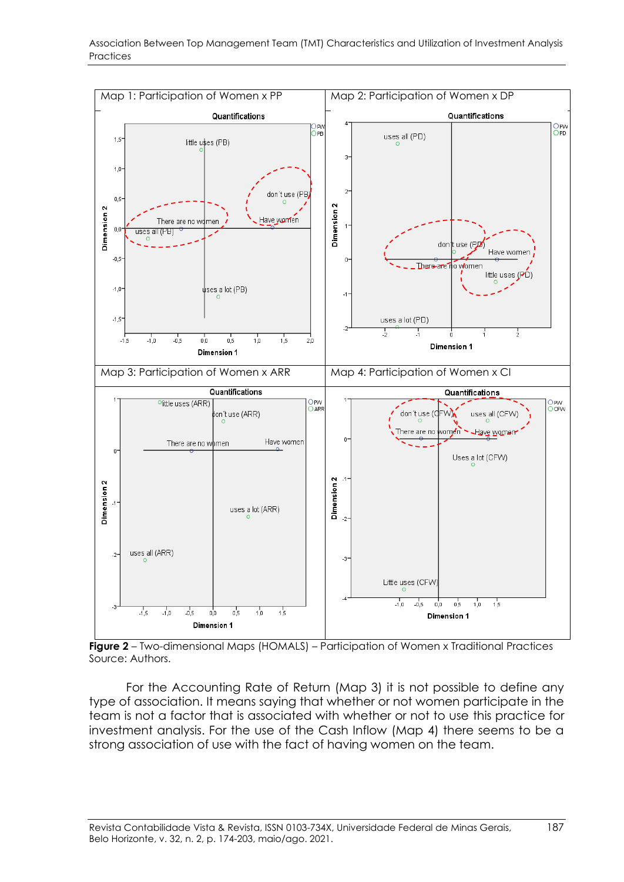| Map 1: Participation of Women x PP | Map 2: Participation of Women x DP |
| --- | --- |
| Map 3: Participation of Women x ARR | Map 4: Participation of Women x CI |

**Figure 2** – Two-dimensional Maps (HOMALS) – Participation of Women x Traditional Practices
Source: Authors.

For the Accounting Rate of Return (Map 3) it is not possible to define any type of association. It means saying that whether or not women participate in the team is not a factor that is associated with whether or not to use this practice for investment analysis. For the use of the Cash Inflow (Map 4) there seems to be a strong association of use with the fact of having women on the team.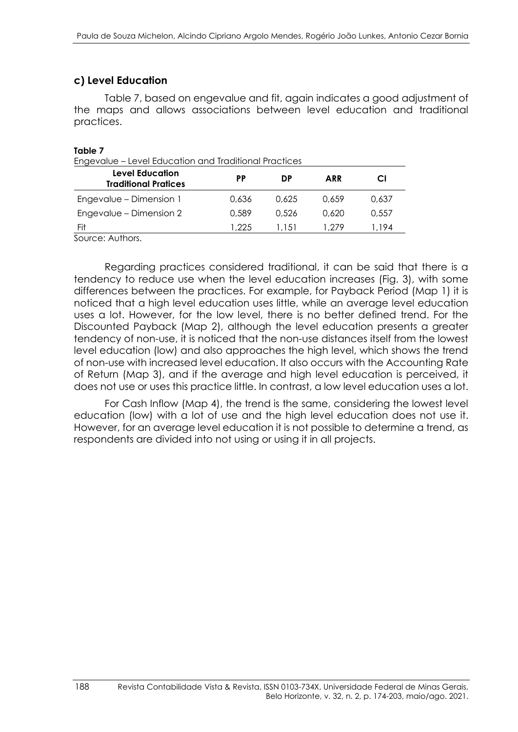### c) Level Education

Table 7, based on engevalue and fit, again indicates a good adjustment of the maps and allows associations between level education and traditional practices.

**Table 7**
Engevalue – Level Education and Traditional Practices

| Level Education Traditional Pratices | PP | DP | ARR | CI |
|---|---|---|---|---|
| Engevalue – Dimension 1 | 0,636 | 0,625 | 0,659 | 0,637 |
| Engevalue – Dimension 2 | 0,589 | 0,526 | 0,620 | 0,557 |
| Fit | 1,225 | 1,151 | 1,279 | 1,194 |

Source: Authors.

Regarding practices considered traditional, it can be said that there is a tendency to reduce use when the level education increases (Fig. 3), with some differences between the practices. For example, for Payback Period (Map 1) it is noticed that a high level education uses little, while an average level education uses a lot. However, for the low level, there is no better defined trend. For the Discounted Payback (Map 2), although the level education presents a greater tendency of non-use, it is noticed that the non-use distances itself from the lowest level education (low) and also approaches the high level, which shows the trend of non-use with increased level education. It also occurs with the Accounting Rate of Return (Map 3), and if the average and high level education is perceived, it does not use or uses this practice little. In contrast, a low level education uses a lot.

For Cash Inflow (Map 4), the trend is the same, considering the lowest level education (low) with a lot of use and the high level education does not use it. However, for an average level education it is not possible to determine a trend, as respondents are divided into not using or using it in all projects.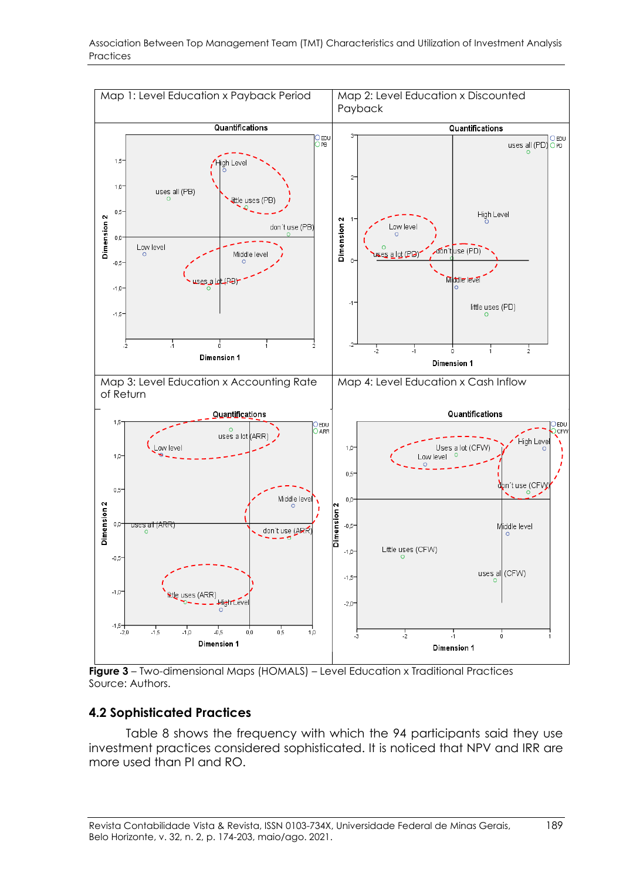| Map 1: Level Education x Payback Period | Map 2: Level Education x Discounted Payback |
| --- | --- |
| Map 3: Level Education x Accounting Rate of Return | Map 4: Level Education x Cash Inflow |

**Figure 3** – Two-dimensional Maps (HOMALS) – Level Education x Traditional Practices
Source: Authors.

### 4.2 Sophisticated Practices

Table 8 shows the frequency with which the 94 participants said they use investment practices considered sophisticated. It is noticed that NPV and IRR are more used than PI and RO.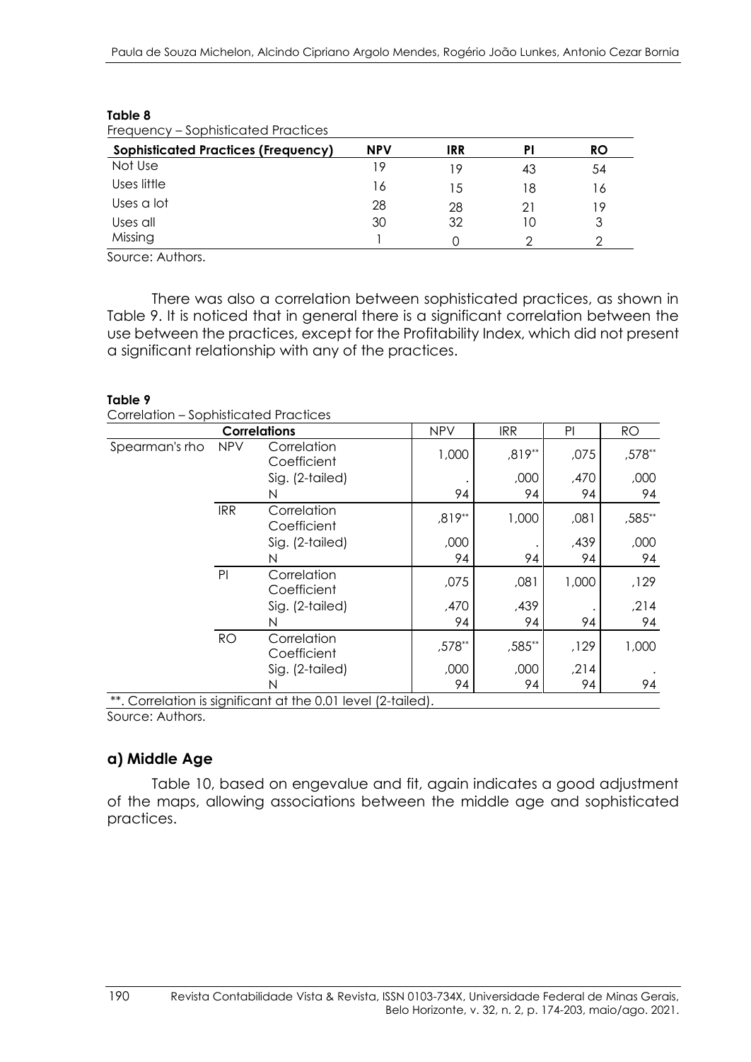**Table 8**

Frequency – Sophisticated Practices

| Sophisticated Practices (Frequency) | NPV | IRR | PI | RO |
|---|---|---|---|---|
| Not Use | 19 | 19 | 43 | 54 |
| Uses little | 16 | 15 | 18 | 16 |
| Uses a lot | 28 | 28 | 21 | 19 |
| Uses all | 30 | 32 | 10 | 3 |
| Missing | 1 | 0 | 2 | 2 |

Source: Authors.

There was also a correlation between sophisticated practices, as shown in Table 9. It is noticed that in general there is a significant correlation between the use between the practices, except for the Profitability Index, which did not present a significant relationship with any of the practices.

**Table 9**

Correlation – Sophisticated Practices

| Correlations | | | NPV | IRR | PI | RO |
|---|---|---|---|---|---|---|
| Spearman's rho | NPV | Correlation Coefficient | 1,000 | ,819** | ,075 | ,578** |
| | | Sig. (2-tailed) | . | ,000 | ,470 | ,000 |
| | | N | 94 | 94 | 94 | 94 |
| | IRR | Correlation Coefficient | ,819** | 1,000 | ,081 | ,585** |
| | | Sig. (2-tailed) | ,000 | . | ,439 | ,000 |
| | | N | 94 | 94 | 94 | 94 |
| | PI | Correlation Coefficient | ,075 | ,081 | 1,000 | ,129 |
| | | Sig. (2-tailed) | ,470 | ,439 | . | ,214 |
| | | N | 94 | 94 | 94 | 94 |
| | RO | Correlation Coefficient | ,578** | ,585** | ,129 | 1,000 |
| | | Sig. (2-tailed) | ,000 | ,000 | ,214 | . |
| | | N | 94 | 94 | 94 | 94 |

**. Correlation is significant at the 0.01 level (2-tailed).

Source: Authors.

## a) Middle Age

Table 10, based on engevalue and fit, again indicates a good adjustment of the maps, allowing associations between the middle age and sophisticated practices.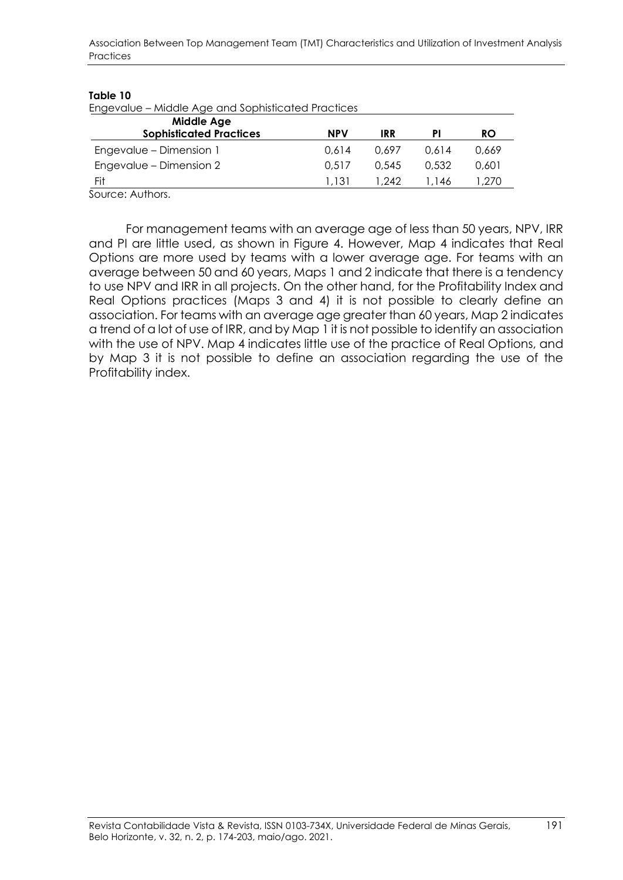**Table 10**

Engevalue – Middle Age and Sophisticated Practices

| Middle Age<br>Sophisticated Practices | NPV | IRR | PI | RO |
|---|---|---|---|---|
| Engevalue – Dimension 1 | 0,614 | 0,697 | 0,614 | 0,669 |
| Engevalue – Dimension 2 | 0,517 | 0,545 | 0,532 | 0,601 |
| Fit | 1,131 | 1,242 | 1,146 | 1,270 |

Source: Authors.

For management teams with an average age of less than 50 years, NPV, IRR and PI are little used, as shown in Figure 4. However, Map 4 indicates that Real Options are more used by teams with a lower average age. For teams with an average between 50 and 60 years, Maps 1 and 2 indicate that there is a tendency to use NPV and IRR in all projects. On the other hand, for the Profitability Index and Real Options practices (Maps 3 and 4) it is not possible to clearly define an association. For teams with an average age greater than 60 years, Map 2 indicates a trend of a lot of use of IRR, and by Map 1 it is not possible to identify an association with the use of NPV. Map 4 indicates little use of the practice of Real Options, and by Map 3 it is not possible to define an association regarding the use of the Profitability index.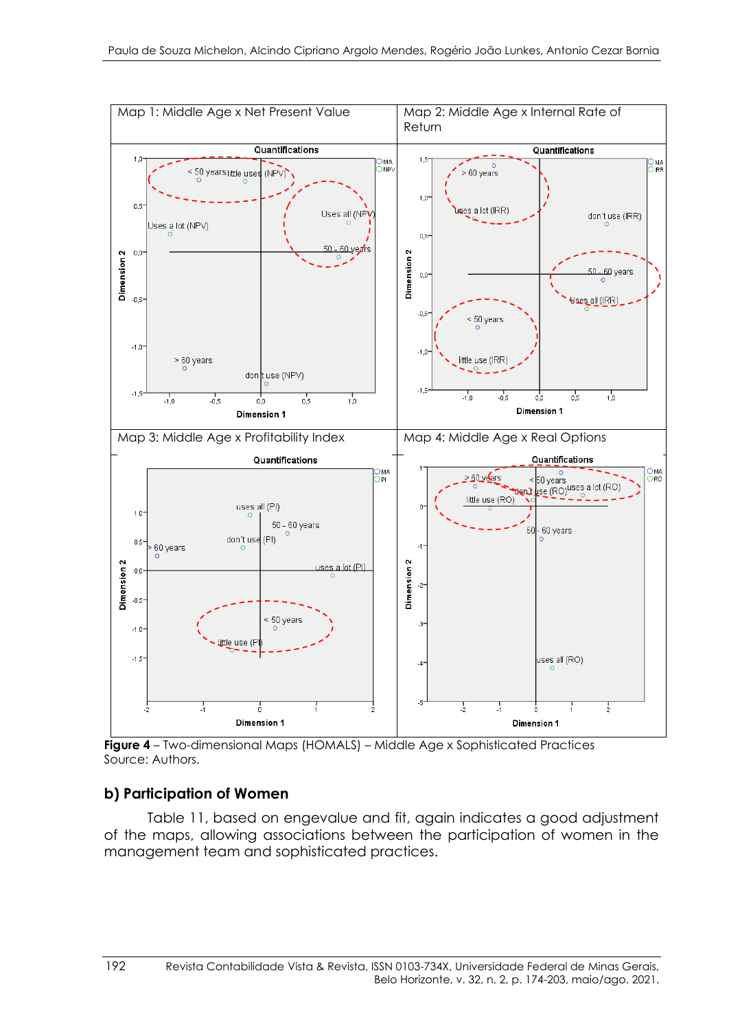| Map 1: Middle Age x Net Present Value | Map 2: Middle Age x Internal Rate of Return |
| --- | --- |
| Map 3: Middle Age x Profitability Index | Map 4: Middle Age x Real Options |

**Figure 4** – Two-dimensional Maps (HOMALS) – Middle Age x Sophisticated Practices
Source: Authors.

## b) Participation of Women

Table 11, based on engevalue and fit, again indicates a good adjustment of the maps, allowing associations between the participation of women in the management team and sophisticated practices.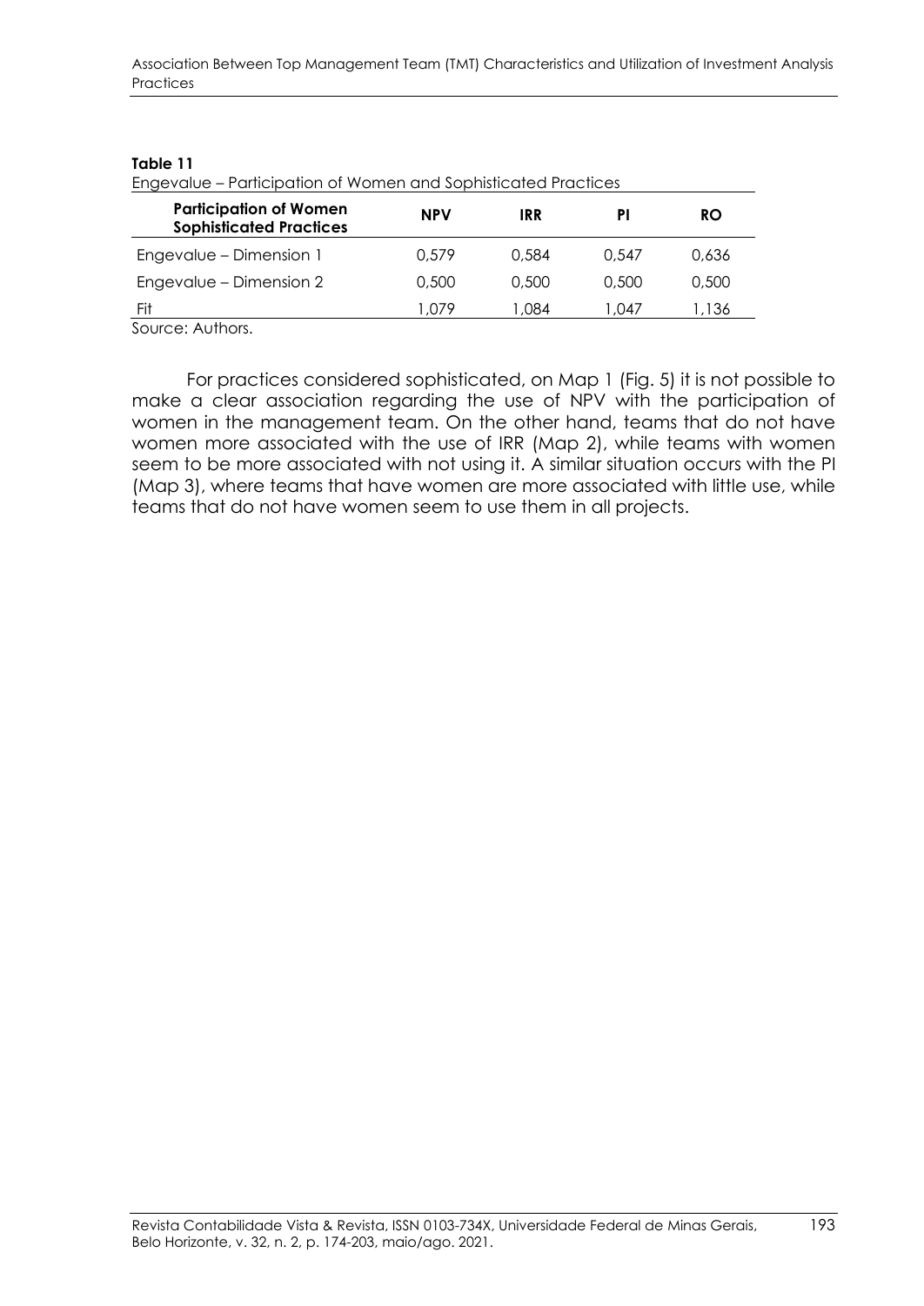**Table 11**

Engevalue – Participation of Women and Sophisticated Practices

| Participation of Women Sophisticated Practices | NPV | IRR | PI | RO |
|---|---|---|---|---|
| Engevalue – Dimension 1 | 0,579 | 0,584 | 0,547 | 0,636 |
| Engevalue – Dimension 2 | 0,500 | 0,500 | 0,500 | 0,500 |
| Fit | 1,079 | 1,084 | 1,047 | 1,136 |

Source: Authors.

For practices considered sophisticated, on Map 1 (Fig. 5) it is not possible to make a clear association regarding the use of NPV with the participation of women in the management team. On the other hand, teams that do not have women more associated with the use of IRR (Map 2), while teams with women seem to be more associated with not using it. A similar situation occurs with the PI (Map 3), where teams that have women are more associated with little use, while teams that do not have women seem to use them in all projects.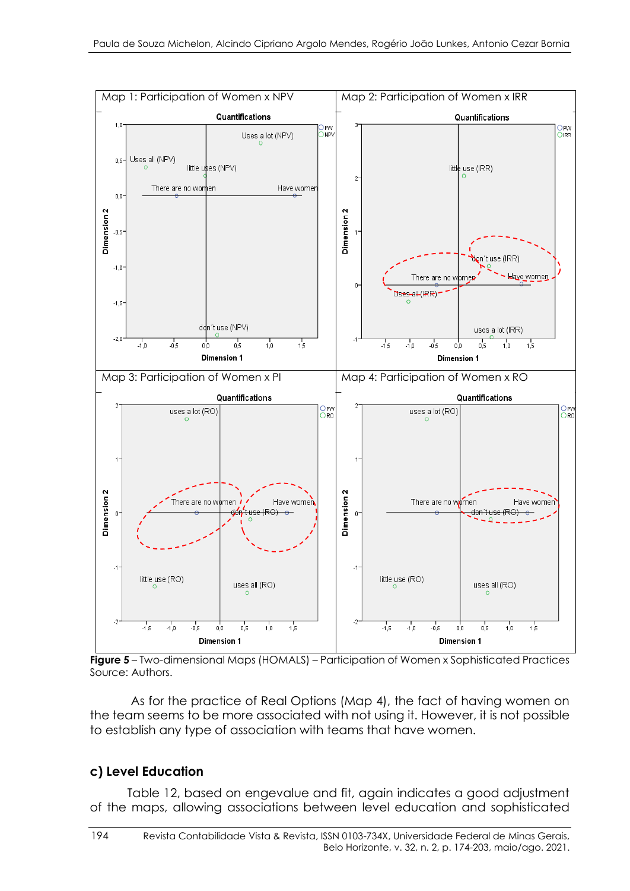Map 1: Participation of Women x NPV

Map 2: Participation of Women x IRR

Map 3: Participation of Women x PI

Map 4: Participation of Women x RO

**Figure 5** – Two-dimensional Maps (HOMALS) – Participation of Women x Sophisticated Practices
Source: Authors.

As for the practice of Real Options (Map 4), the fact of having women on the team seems to be more associated with not using it. However, it is not possible to establish any type of association with teams that have women.

### c) Level Education

Table 12, based on engevalue and fit, again indicates a good adjustment of the maps, allowing associations between level education and sophisticated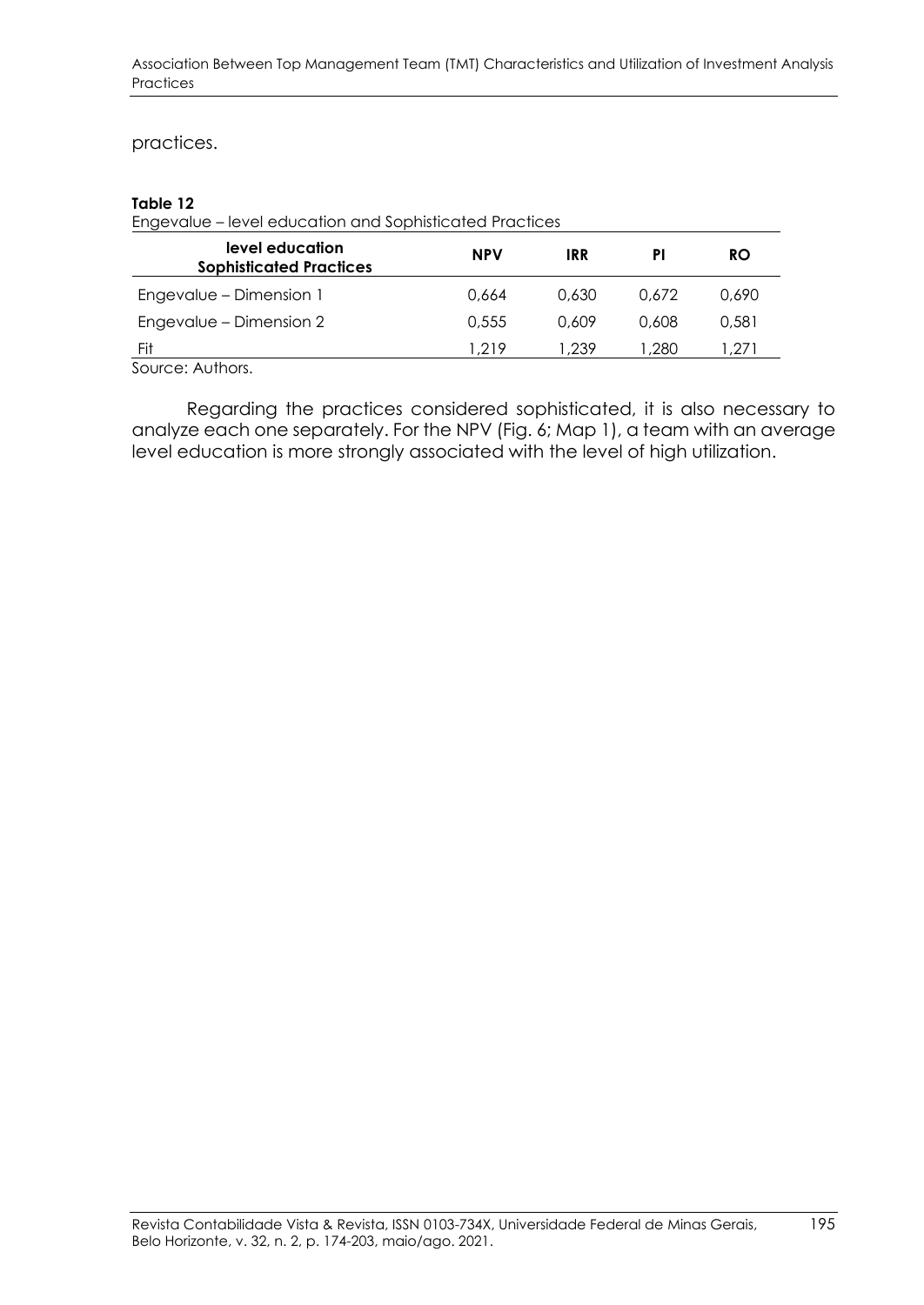practices.

**Table 12**

Engevalue – level education and Sophisticated Practices

| level education Sophisticated Practices | NPV | IRR | PI | RO |
|---|---|---|---|---|
| Engevalue – Dimension 1 | 0,664 | 0,630 | 0,672 | 0,690 |
| Engevalue – Dimension 2 | 0,555 | 0,609 | 0,608 | 0,581 |
| Fit | 1,219 | 1,239 | 1,280 | 1,271 |

Source: Authors.

Regarding the practices considered sophisticated, it is also necessary to analyze each one separately. For the NPV (Fig. 6; Map 1), a team with an average level education is more strongly associated with the level of high utilization.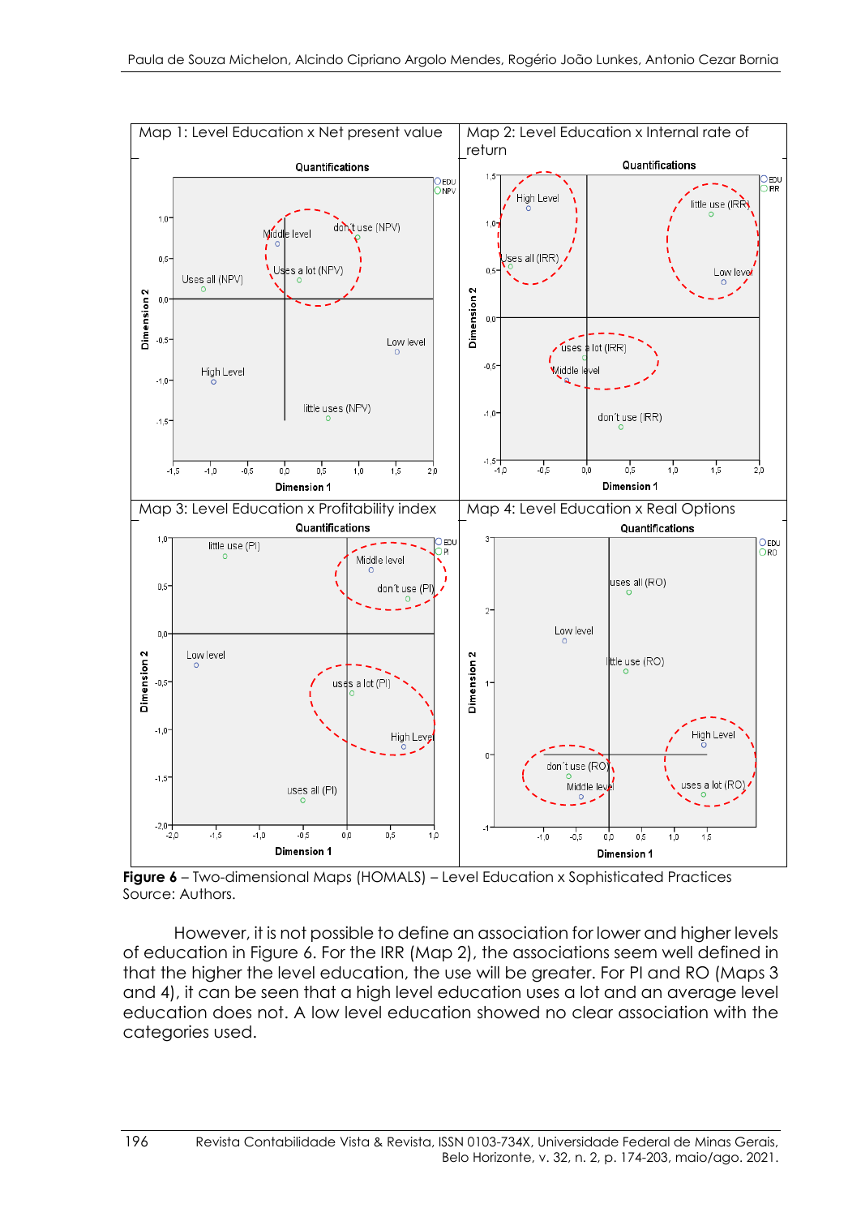**Figure 6** – Two-dimensional Maps (HOMALS) – Level Education x Sophisticated Practices
Source: Authors.

However, it is not possible to define an association for lower and higher levels of education in Figure 6. For the IRR (Map 2), the associations seem well defined in that the higher the level education, the use will be greater. For PI and RO (Maps 3 and 4), it can be seen that a high level education uses a lot and an average level education does not. A low level education showed no clear association with the categories used.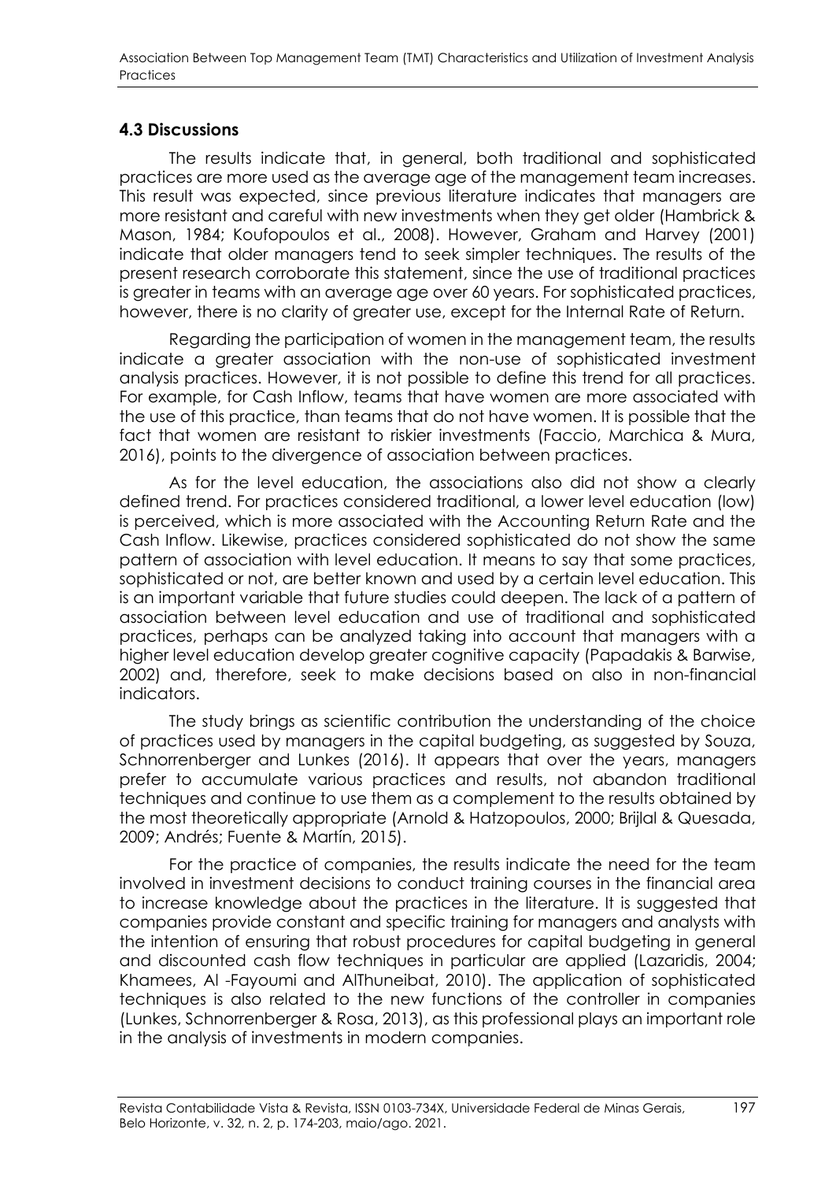### 4.3 Discussions

The results indicate that, in general, both traditional and sophisticated practices are more used as the average age of the management team increases. This result was expected, since previous literature indicates that managers are more resistant and careful with new investments when they get older (Hambrick & Mason, 1984; Koufopoulos et al., 2008). However, Graham and Harvey (2001) indicate that older managers tend to seek simpler techniques. The results of the present research corroborate this statement, since the use of traditional practices is greater in teams with an average age over 60 years. For sophisticated practices, however, there is no clarity of greater use, except for the Internal Rate of Return.

Regarding the participation of women in the management team, the results indicate a greater association with the non-use of sophisticated investment analysis practices. However, it is not possible to define this trend for all practices. For example, for Cash Inflow, teams that have women are more associated with the use of this practice, than teams that do not have women. It is possible that the fact that women are resistant to riskier investments (Faccio, Marchica & Mura, 2016), points to the divergence of association between practices.

As for the level education, the associations also did not show a clearly defined trend. For practices considered traditional, a lower level education (low) is perceived, which is more associated with the Accounting Return Rate and the Cash Inflow. Likewise, practices considered sophisticated do not show the same pattern of association with level education. It means to say that some practices, sophisticated or not, are better known and used by a certain level education. This is an important variable that future studies could deepen. The lack of a pattern of association between level education and use of traditional and sophisticated practices, perhaps can be analyzed taking into account that managers with a higher level education develop greater cognitive capacity (Papadakis & Barwise, 2002) and, therefore, seek to make decisions based on also in non-financial indicators.

The study brings as scientific contribution the understanding of the choice of practices used by managers in the capital budgeting, as suggested by Souza, Schnorrenberger and Lunkes (2016). It appears that over the years, managers prefer to accumulate various practices and results, not abandon traditional techniques and continue to use them as a complement to the results obtained by the most theoretically appropriate (Arnold & Hatzopoulos, 2000; Brijlal & Quesada, 2009; Andrés; Fuente & Martín, 2015).

For the practice of companies, the results indicate the need for the team involved in investment decisions to conduct training courses in the financial area to increase knowledge about the practices in the literature. It is suggested that companies provide constant and specific training for managers and analysts with the intention of ensuring that robust procedures for capital budgeting in general and discounted cash flow techniques in particular are applied (Lazaridis, 2004; Khamees, Al -Fayoumi and AlThuneibat, 2010). The application of sophisticated techniques is also related to the new functions of the controller in companies (Lunkes, Schnorrenberger & Rosa, 2013), as this professional plays an important role in the analysis of investments in modern companies.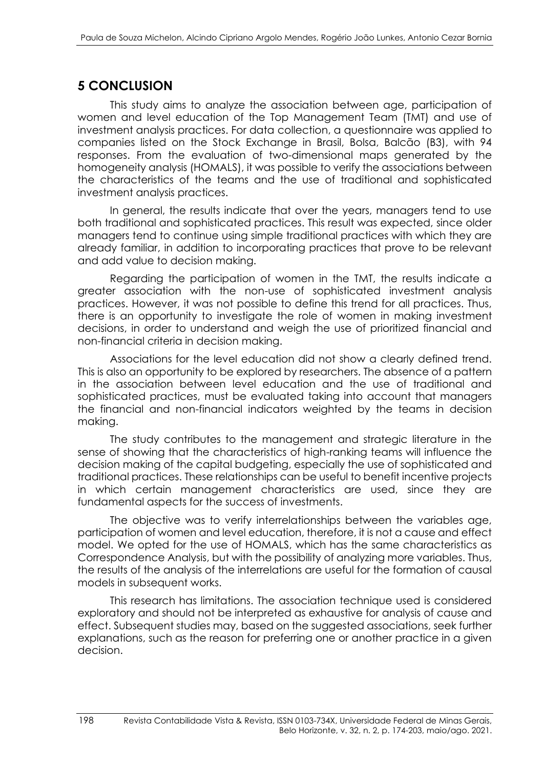## 5 CONCLUSION

This study aims to analyze the association between age, participation of women and level education of the Top Management Team (TMT) and use of investment analysis practices. For data collection, a questionnaire was applied to companies listed on the Stock Exchange in Brasil, Bolsa, Balcão (B3), with 94 responses. From the evaluation of two-dimensional maps generated by the homogeneity analysis (HOMALS), it was possible to verify the associations between the characteristics of the teams and the use of traditional and sophisticated investment analysis practices.

In general, the results indicate that over the years, managers tend to use both traditional and sophisticated practices. This result was expected, since older managers tend to continue using simple traditional practices with which they are already familiar, in addition to incorporating practices that prove to be relevant and add value to decision making.

Regarding the participation of women in the TMT, the results indicate a greater association with the non-use of sophisticated investment analysis practices. However, it was not possible to define this trend for all practices. Thus, there is an opportunity to investigate the role of women in making investment decisions, in order to understand and weigh the use of prioritized financial and non-financial criteria in decision making.

Associations for the level education did not show a clearly defined trend. This is also an opportunity to be explored by researchers. The absence of a pattern in the association between level education and the use of traditional and sophisticated practices, must be evaluated taking into account that managers the financial and non-financial indicators weighted by the teams in decision making.

The study contributes to the management and strategic literature in the sense of showing that the characteristics of high-ranking teams will influence the decision making of the capital budgeting, especially the use of sophisticated and traditional practices. These relationships can be useful to benefit incentive projects in which certain management characteristics are used, since they are fundamental aspects for the success of investments.

The objective was to verify interrelationships between the variables age, participation of women and level education, therefore, it is not a cause and effect model. We opted for the use of HOMALS, which has the same characteristics as Correspondence Analysis, but with the possibility of analyzing more variables. Thus, the results of the analysis of the interrelations are useful for the formation of causal models in subsequent works.

This research has limitations. The association technique used is considered exploratory and should not be interpreted as exhaustive for analysis of cause and effect. Subsequent studies may, based on the suggested associations, seek further explanations, such as the reason for preferring one or another practice in a given decision.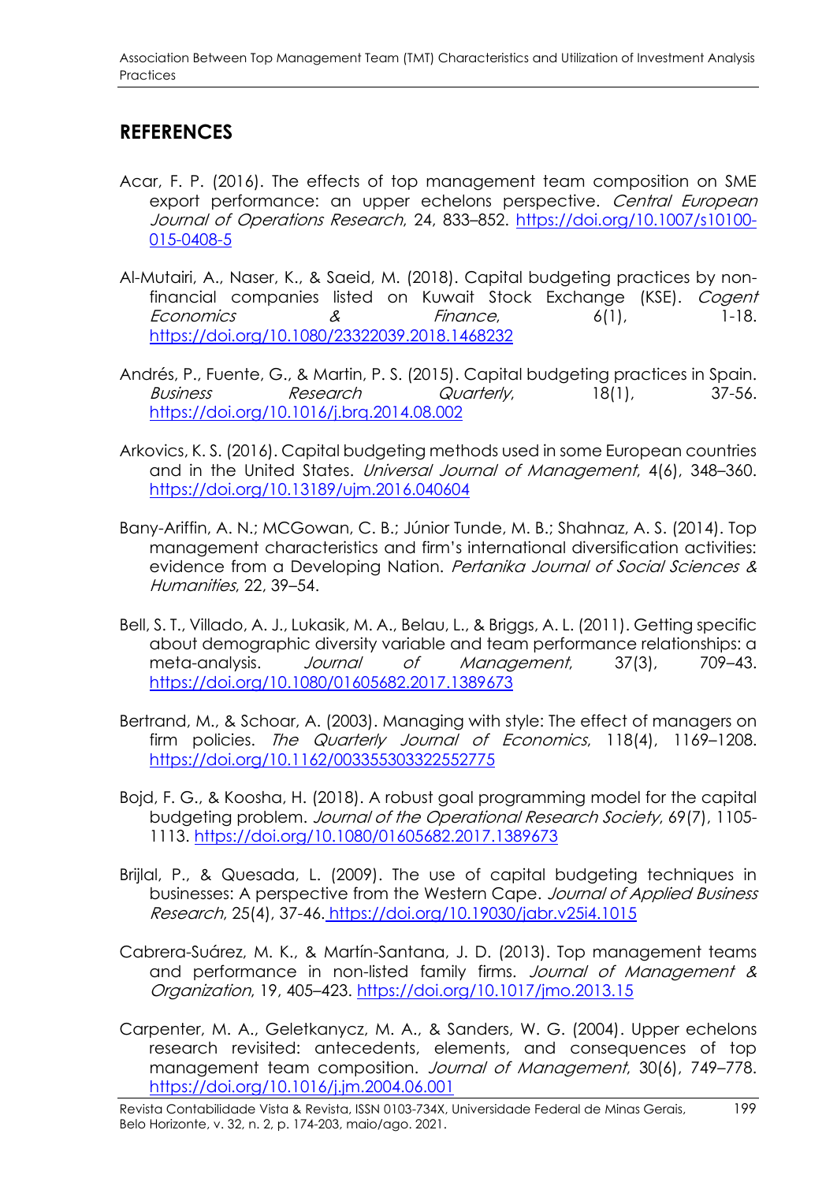## REFERENCES

Acar, F. P. (2016). The effects of top management team composition on SME export performance: an upper echelons perspective. *Central European Journal of Operations Research*, 24, 833–852. https://doi.org/10.1007/s10100-015-0408-5

Al-Mutairi, A., Naser, K., & Saeid, M. (2018). Capital budgeting practices by non-financial companies listed on Kuwait Stock Exchange (KSE). *Cogent Economics & Finance*, 6(1), 1-18. https://doi.org/10.1080/23322039.2018.1468232

Andrés, P., Fuente, G., & Martin, P. S. (2015). Capital budgeting practices in Spain. *Business Research Quarterly*, 18(1), 37-56. https://doi.org/10.1016/j.brq.2014.08.002

Arkovics, K. S. (2016). Capital budgeting methods used in some European countries and in the United States. *Universal Journal of Management*, 4(6), 348–360. https://doi.org/10.13189/ujm.2016.040604

Bany-Ariffin, A. N.; MCGowan, C. B.; Júnior Tunde, M. B.; Shahnaz, A. S. (2014). Top management characteristics and firm's international diversification activities: evidence from a Developing Nation. *Pertanika Journal of Social Sciences & Humanities*, 22, 39–54.

Bell, S. T., Villado, A. J., Lukasik, M. A., Belau, L., & Briggs, A. L. (2011). Getting specific about demographic diversity variable and team performance relationships: a meta-analysis. *Journal of Management*, 37(3), 709–43. https://doi.org/10.1080/01605682.2017.1389673

Bertrand, M., & Schoar, A. (2003). Managing with style: The effect of managers on firm policies. *The Quarterly Journal of Economics*, 118(4), 1169–1208. https://doi.org/10.1162/003355303322552775

Bojd, F. G., & Koosha, H. (2018). A robust goal programming model for the capital budgeting problem. *Journal of the Operational Research Society*, 69(7), 1105-1113. https://doi.org/10.1080/01605682.2017.1389673

Brijlal, P., & Quesada, L. (2009). The use of capital budgeting techniques in businesses: A perspective from the Western Cape. *Journal of Applied Business Research*, 25(4), 37-46. https://doi.org/10.19030/jabr.v25i4.1015

Cabrera-Suárez, M. K., & Martín-Santana, J. D. (2013). Top management teams and performance in non-listed family firms. *Journal of Management & Organization*, 19, 405–423. https://doi.org/10.1017/jmo.2013.15

Carpenter, M. A., Geletkanycz, M. A., & Sanders, W. G. (2004). Upper echelons research revisited: antecedents, elements, and consequences of top management team composition. *Journal of Management*, 30(6), 749–778. https://doi.org/10.1016/j.jm.2004.06.001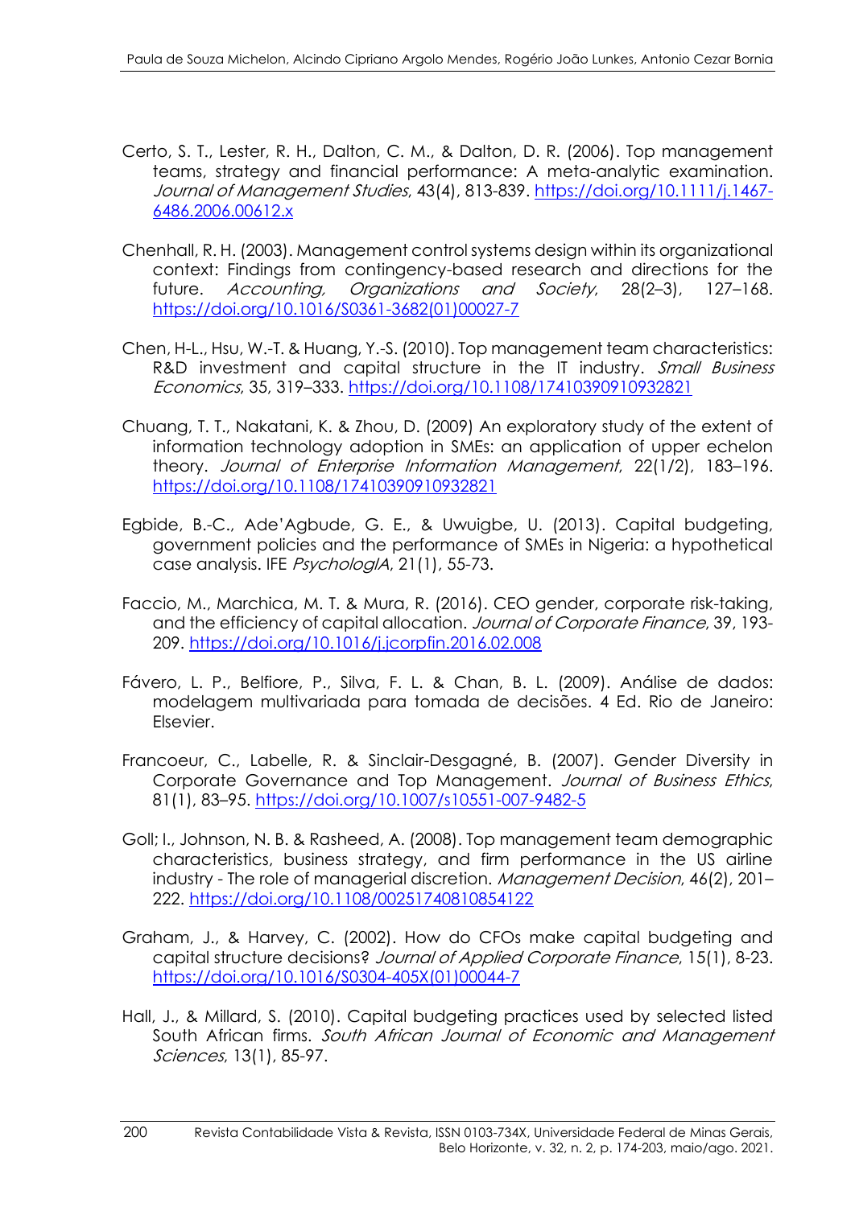Certo, S. T., Lester, R. H., Dalton, C. M., & Dalton, D. R. (2006). Top management teams, strategy and financial performance: A meta-analytic examination. *Journal of Management Studies*, 43(4), 813-839. https://doi.org/10.1111/j.1467-6486.2006.00612.x

Chenhall, R. H. (2003). Management control systems design within its organizational context: Findings from contingency-based research and directions for the future. *Accounting, Organizations and Society*, 28(2–3), 127–168. https://doi.org/10.1016/S0361-3682(01)00027-7

Chen, H-L., Hsu, W.-T. & Huang, Y.-S. (2010). Top management team characteristics: R&D investment and capital structure in the IT industry. *Small Business Economics*, 35, 319–333. https://doi.org/10.1108/17410390910932821

Chuang, T. T., Nakatani, K. & Zhou, D. (2009) An exploratory study of the extent of information technology adoption in SMEs: an application of upper echelon theory. *Journal of Enterprise Information Management*, 22(1/2), 183–196. https://doi.org/10.1108/17410390910932821

Egbide, B.-C., Ade'Agbude, G. E., & Uwuigbe, U. (2013). Capital budgeting, government policies and the performance of SMEs in Nigeria: a hypothetical case analysis. IFE *PsychologIA*, 21(1), 55-73.

Faccio, M., Marchica, M. T. & Mura, R. (2016). CEO gender, corporate risk-taking, and the efficiency of capital allocation. *Journal of Corporate Finance*, 39, 193-209. https://doi.org/10.1016/j.jcorpfin.2016.02.008

Fávero, L. P., Belfiore, P., Silva, F. L. & Chan, B. L. (2009). Análise de dados: modelagem multivariada para tomada de decisões. 4 Ed. Rio de Janeiro: Elsevier.

Francoeur, C., Labelle, R. & Sinclair-Desgagné, B. (2007). Gender Diversity in Corporate Governance and Top Management. *Journal of Business Ethics*, 81(1), 83–95. https://doi.org/10.1007/s10551-007-9482-5

Goll; I., Johnson, N. B. & Rasheed, A. (2008). Top management team demographic characteristics, business strategy, and firm performance in the US airline industry - The role of managerial discretion. *Management Decision*, 46(2), 201–222. https://doi.org/10.1108/00251740810854122

Graham, J., & Harvey, C. (2002). How do CFOs make capital budgeting and capital structure decisions? *Journal of Applied Corporate Finance*, 15(1), 8-23. https://doi.org/10.1016/S0304-405X(01)00044-7

Hall, J., & Millard, S. (2010). Capital budgeting practices used by selected listed South African firms. *South African Journal of Economic and Management Sciences*, 13(1), 85-97.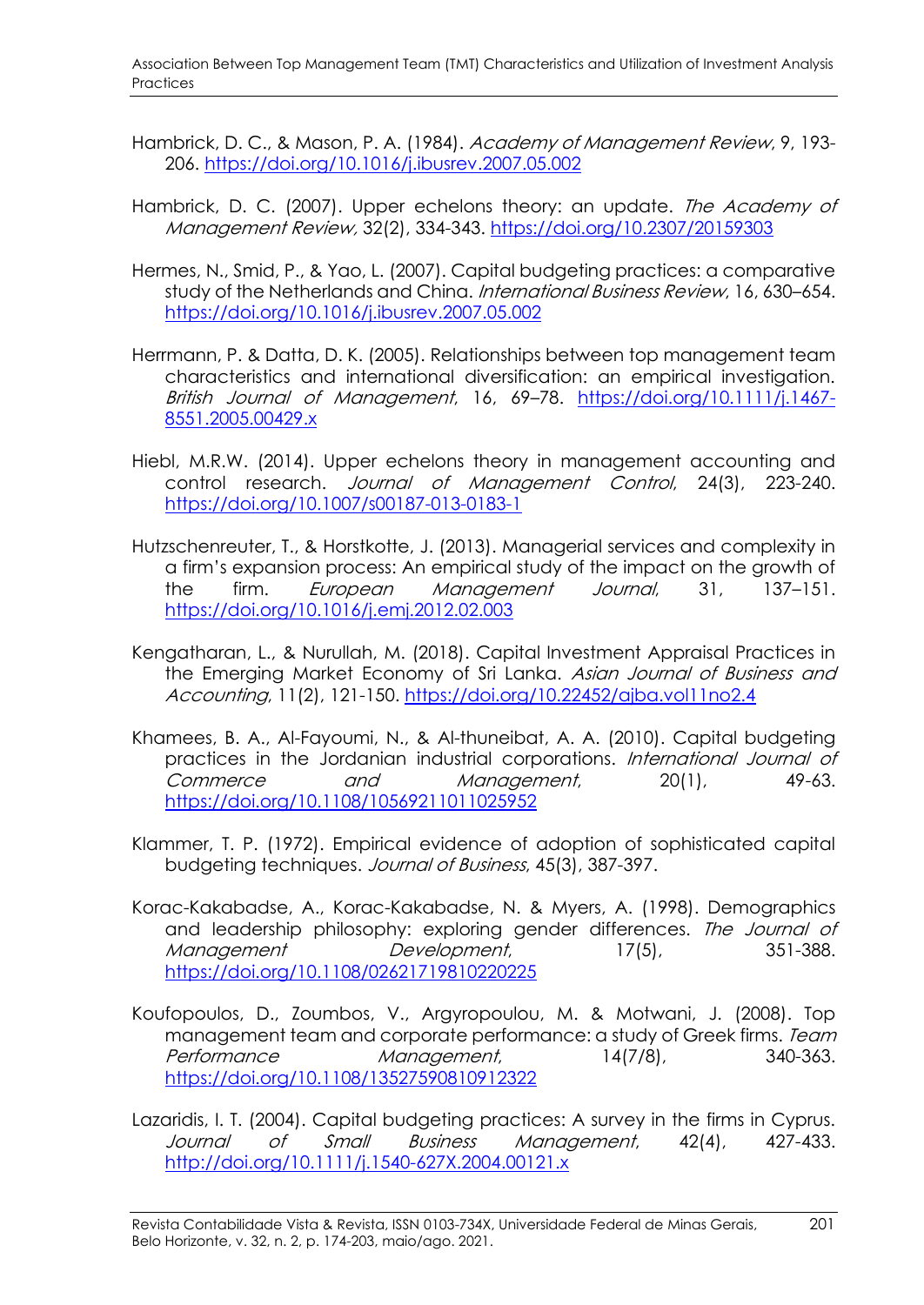Hambrick, D. C., & Mason, P. A. (1984). *Academy of Management Review*, 9, 193-206. https://doi.org/10.1016/j.ibusrev.2007.05.002

Hambrick, D. C. (2007). Upper echelons theory: an update. *The Academy of Management Review,* 32(2), 334-343. https://doi.org/10.2307/20159303

Hermes, N., Smid, P., & Yao, L. (2007). Capital budgeting practices: a comparative study of the Netherlands and China. *International Business Review*, 16, 630–654. https://doi.org/10.1016/j.ibusrev.2007.05.002

Herrmann, P. & Datta, D. K. (2005). Relationships between top management team characteristics and international diversification: an empirical investigation. *British Journal of Management*, 16, 69–78. https://doi.org/10.1111/j.1467-8551.2005.00429.x

Hiebl, M.R.W. (2014). Upper echelons theory in management accounting and control research. *Journal of Management Control*, 24(3), 223-240. https://doi.org/10.1007/s00187-013-0183-1

Hutzschenreuter, T., & Horstkotte, J. (2013). Managerial services and complexity in a firm's expansion process: An empirical study of the impact on the growth of the firm. *European Management Journal*, 31, 137–151. https://doi.org/10.1016/j.emj.2012.02.003

Kengatharan, L., & Nurullah, M. (2018). Capital Investment Appraisal Practices in the Emerging Market Economy of Sri Lanka. *Asian Journal of Business and Accounting*, 11(2), 121-150. https://doi.org/10.22452/ajba.vol11no2.4

Khamees, B. A., Al-Fayoumi, N., & Al-thuneibat, A. A. (2010). Capital budgeting practices in the Jordanian industrial corporations. *International Journal of Commerce and Management*, 20(1), 49-63. https://doi.org/10.1108/10569211011025952

Klammer, T. P. (1972). Empirical evidence of adoption of sophisticated capital budgeting techniques. *Journal of Business*, 45(3), 387-397.

Korac-Kakabadse, A., Korac-Kakabadse, N. & Myers, A. (1998). Demographics and leadership philosophy: exploring gender differences. *The Journal of Management Development*, 17(5), 351-388. https://doi.org/10.1108/02621719810220225

Koufopoulos, D., Zoumbos, V., Argyropoulou, M. & Motwani, J. (2008). Top management team and corporate performance: a study of Greek firms. *Team Performance Management*, 14(7/8), 340-363. https://doi.org/10.1108/13527590810912322

Lazaridis, I. T. (2004). Capital budgeting practices: A survey in the firms in Cyprus. *Journal of Small Business Management*, 42(4), 427-433. http://doi.org/10.1111/j.1540-627X.2004.00121.x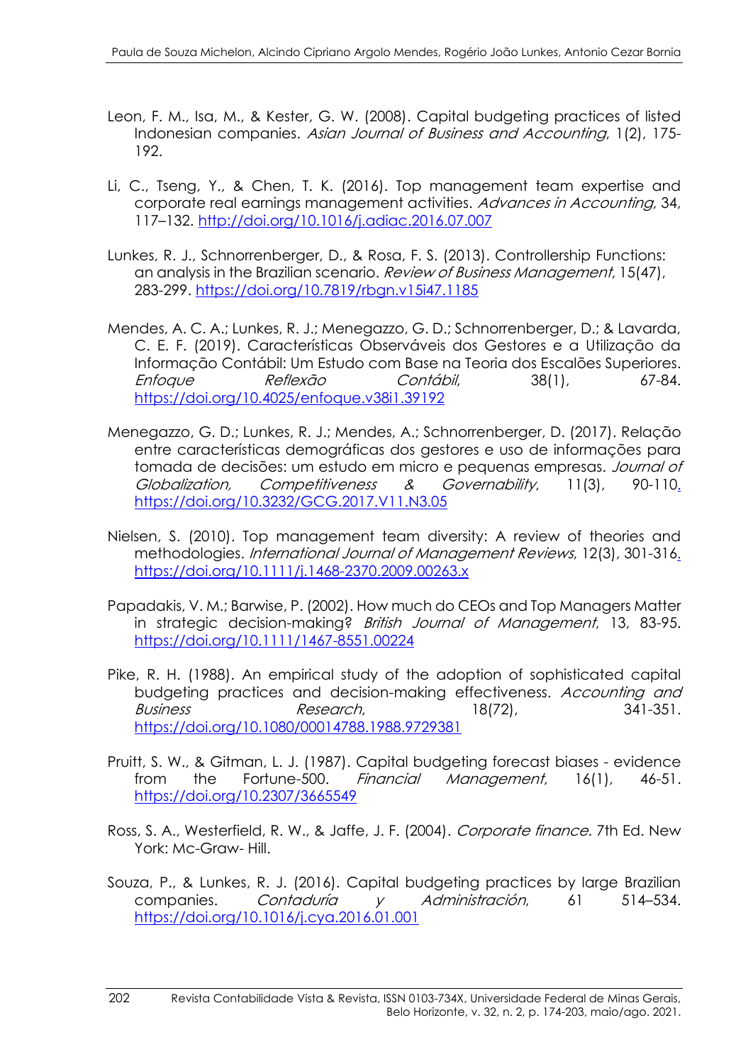Leon, F. M., Isa, M., & Kester, G. W. (2008). Capital budgeting practices of listed Indonesian companies. *Asian Journal of Business and Accounting*, 1(2), 175-192.

Li, C., Tseng, Y., & Chen, T. K. (2016). Top management team expertise and corporate real earnings management activities. *Advances in Accounting*, 34, 117–132. http://doi.org/10.1016/j.adiac.2016.07.007

Lunkes, R. J., Schnorrenberger, D., & Rosa, F. S. (2013). Controllership Functions: an analysis in the Brazilian scenario. *Review of Business Management*, 15(47), 283-299. https://doi.org/10.7819/rbgn.v15i47.1185

Mendes, A. C. A.; Lunkes, R. J.; Menegazzo, G. D.; Schnorrenberger, D.; & Lavarda, C. E. F. (2019). Características Observáveis dos Gestores e a Utilização da Informação Contábil: Um Estudo com Base na Teoria dos Escalões Superiores. *Enfoque Reflexão Contábil*, 38(1), 67-84. https://doi.org/10.4025/enfoque.v38i1.39192

Menegazzo, G. D.; Lunkes, R. J.; Mendes, A.; Schnorrenberger, D. (2017). Relação entre características demográficas dos gestores e uso de informações para tomada de decisões: um estudo em micro e pequenas empresas. *Journal of Globalization, Competitiveness & Governability*, 11(3), 90-110. https://doi.org/10.3232/GCG.2017.V11.N3.05

Nielsen, S. (2010). Top management team diversity: A review of theories and methodologies. *International Journal of Management Reviews*, 12(3), 301-316. https://doi.org/10.1111/j.1468-2370.2009.00263.x

Papadakis, V. M.; Barwise, P. (2002). How much do CEOs and Top Managers Matter in strategic decision-making? *British Journal of Management*, 13, 83-95. https://doi.org/10.1111/1467-8551.00224

Pike, R. H. (1988). An empirical study of the adoption of sophisticated capital budgeting practices and decision-making effectiveness. *Accounting and Business Research*, 18(72), 341-351. https://doi.org/10.1080/00014788.1988.9729381

Pruitt, S. W., & Gitman, L. J. (1987). Capital budgeting forecast biases - evidence from the Fortune-500. *Financial Management*, 16(1), 46-51. https://doi.org/10.2307/3665549

Ross, S. A., Westerfield, R. W., & Jaffe, J. F. (2004). *Corporate finance.* 7th Ed. New York: Mc-Graw- Hill.

Souza, P., & Lunkes, R. J. (2016). Capital budgeting practices by large Brazilian companies. *Contaduría y Administración*, 61 514–534. https://doi.org/10.1016/j.cya.2016.01.001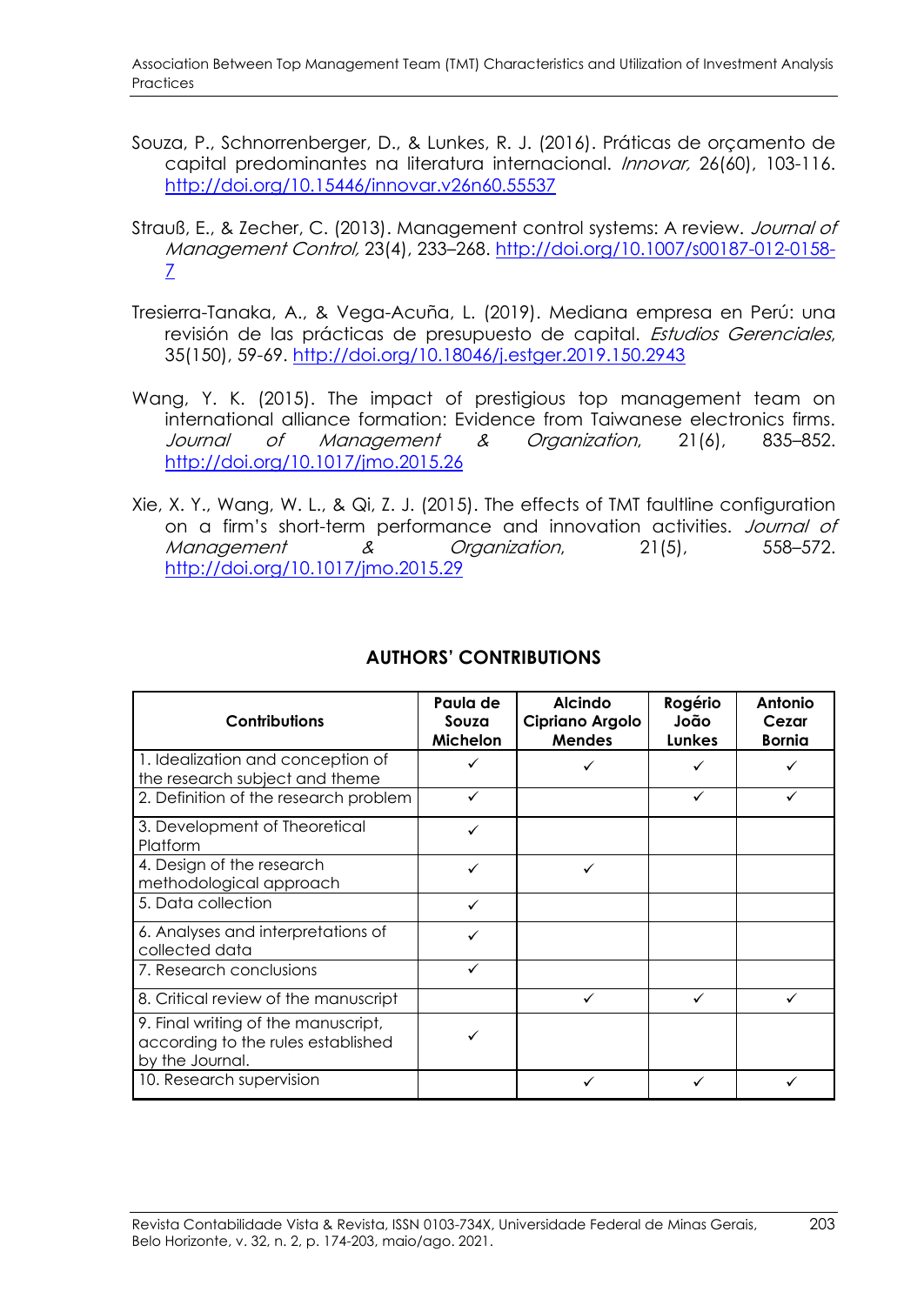Souza, P., Schnorrenberger, D., & Lunkes, R. J. (2016). Práticas de orçamento de capital predominantes na literatura internacional. *Innovar,* 26(60), 103-116. http://doi.org/10.15446/innovar.v26n60.55537

Strauß, E., & Zecher, C. (2013). Management control systems: A review. *Journal of Management Control,* 23(4), 233–268. http://doi.org/10.1007/s00187-012-0158-7

Tresierra-Tanaka, A., & Vega-Acuña, L. (2019). Mediana empresa en Perú: una revisión de las prácticas de presupuesto de capital. *Estudios Gerenciales,* 35(150), 59-69. http://doi.org/10.18046/j.estger.2019.150.2943

Wang, Y. K. (2015). The impact of prestigious top management team on international alliance formation: Evidence from Taiwanese electronics firms. *Journal of Management & Organization*, 21(6), 835–852. http://doi.org/10.1017/jmo.2015.26

Xie, X. Y., Wang, W. L., & Qi, Z. J. (2015). The effects of TMT faultline configuration on a firm's short-term performance and innovation activities. *Journal of Management & Organization*, 21(5), 558–572. http://doi.org/10.1017/jmo.2015.29

## AUTHORS' CONTRIBUTIONS

| Contributions | Paula de Souza Michelon | Alcindo Cipriano Argolo Mendes | Rogério João Lunkes | Antonio Cezar Bornia |
|---|---|---|---|---|
| 1. Idealization and conception of the research subject and theme | ✓ | ✓ | ✓ | ✓ |
| 2. Definition of the research problem | ✓ | | ✓ | ✓ |
| 3. Development of Theoretical Platform | ✓ | | | |
| 4. Design of the research methodological approach | ✓ | ✓ | | |
| 5. Data collection | ✓ | | | |
| 6. Analyses and interpretations of collected data | ✓ | | | |
| 7. Research conclusions | ✓ | | | |
| 8. Critical review of the manuscript | | ✓ | ✓ | ✓ |
| 9. Final writing of the manuscript, according to the rules established by the Journal. | ✓ | | | |
| 10. Research supervision | | ✓ | ✓ | ✓ |